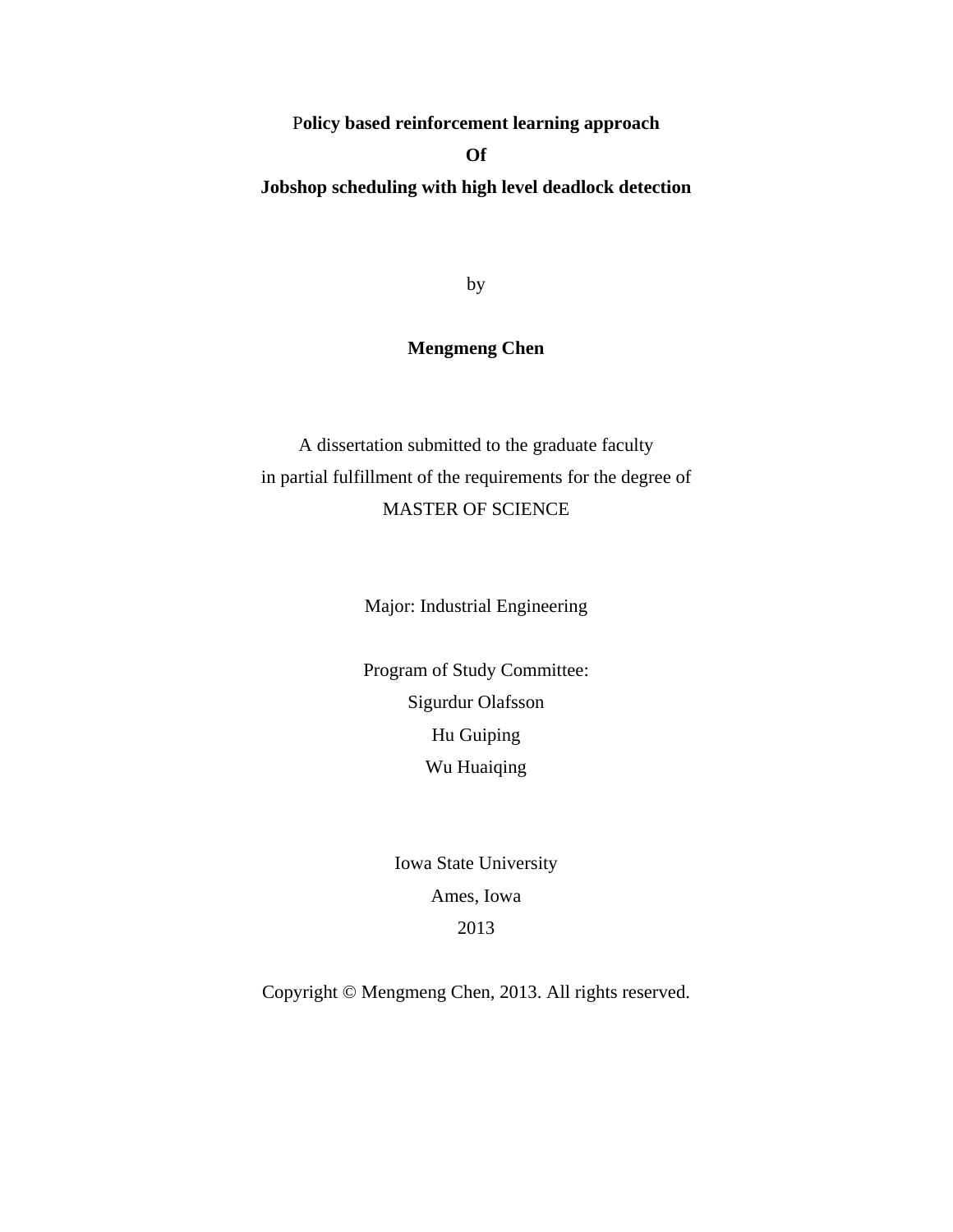**Policy based reinforcement learning approach**

**Of**

**Jobshop scheduling with high level deadlock detection**

by

**Mengmeng Chen**

A dissertation submitted to the graduate faculty

in partial fulfillment of the requirements for the degree of

MASTER OF SCIENCE

Major: Industrial Engineering

Program of Study Committee:

Sigurdur Olafsson

Hu Guiping

Wu Huaiqing

Iowa State University

Ames, Iowa

2013

Copyright © Mengmeng Chen, 2013. All rights reserved.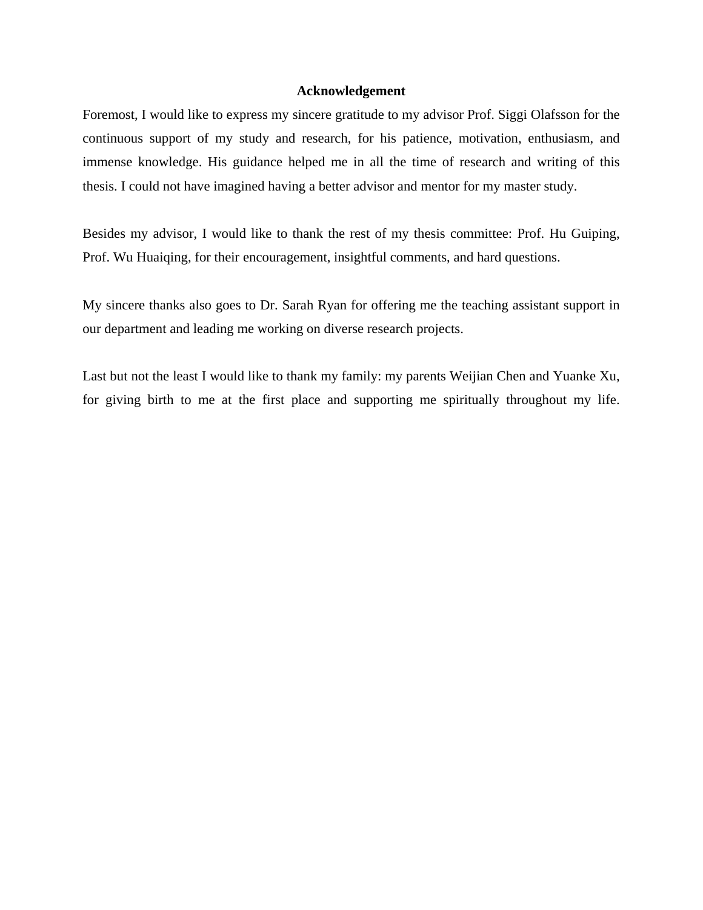# Acknowledgement

Foremost, I would like to express my sincere gratitude to my advisor Prof. Siggi Olafsson for the continuous support of my study and research, for his patience, motivation, enthusiasm, and immense knowledge. His guidance helped me in all the time of research and writing of this thesis. I could not have imagined having a better advisor and mentor for my master study.

Besides my advisor, I would like to thank the rest of my thesis committee: Prof. Hu Guiping, Prof. Wu Huaiqing, for their encouragement, insightful comments, and hard questions.

My sincere thanks also goes to Dr. Sarah Ryan for offering me the teaching assistant support in our department and leading me working on diverse research projects.

Last but not the least I would like to thank my family: my parents Weijian Chen and Yuanke Xu, for giving birth to me at the first place and supporting me spiritually throughout my life.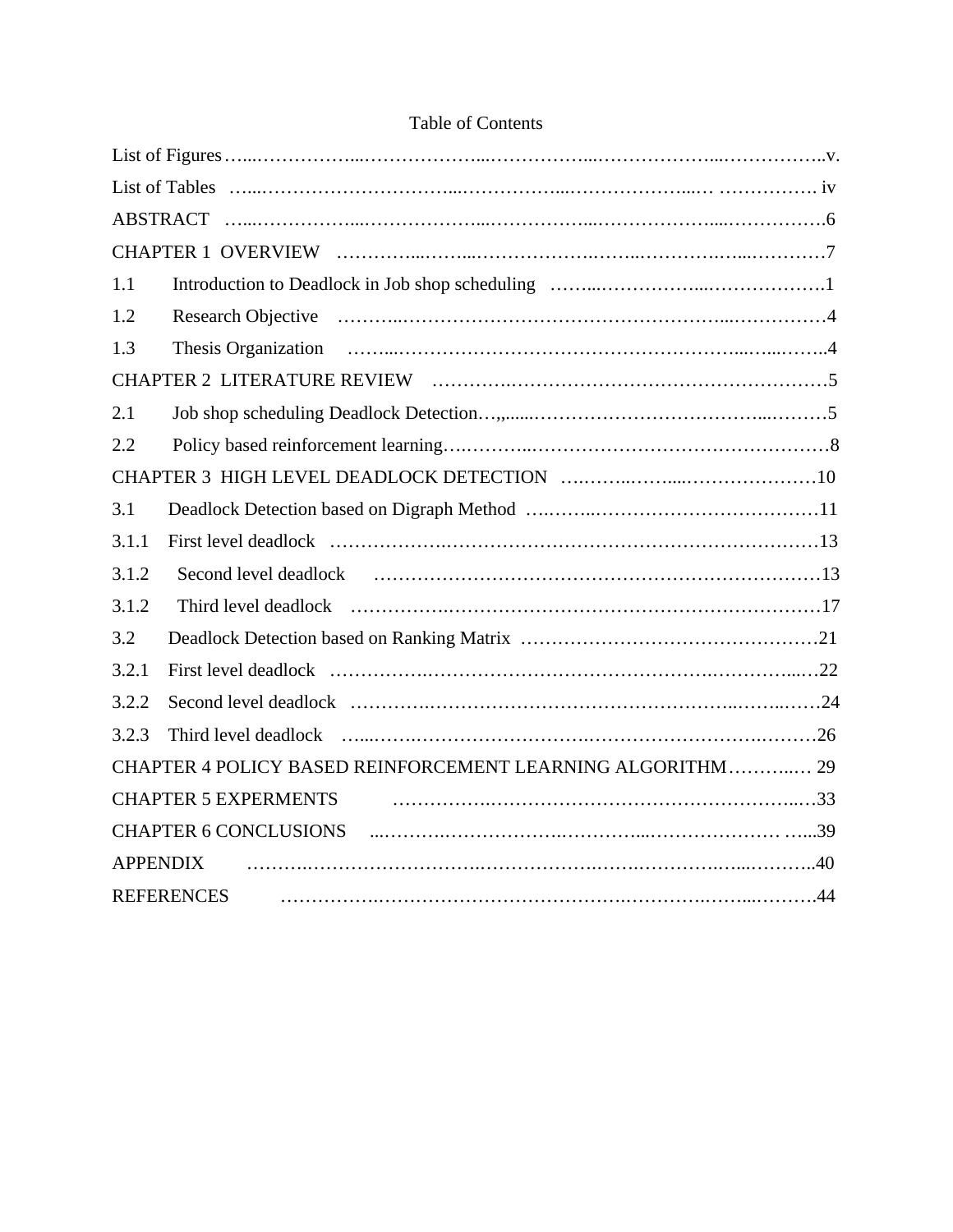# Table of Contents

List of Figures …..……………...………………...……………...………………...……………..v.

List of Tables …..…………………………...……………...………………...… ……………. iv

ABSTRACT …..……………...………………...……………...………………...…………….6

CHAPTER 1 OVERVIEW …………...……...…………….……...…………….…...…………7

1.1 Introduction to Deadlock in Job shop scheduling ……...……………...……………….1

1.2 Research Objective ………..……………………………………………...…………….4

1.3 Thesis Organization ……...………………………………………………...…...……..4

CHAPTER 2 LITERATURE REVIEW …………….…………………………………………5

2.1 Job shop scheduling Deadlock Detection…,,......………………………………...………5

2.2 Policy based reinforcement learning….………..…………………………………………8

CHAPTER 3 HIGH LEVEL DEADLOCK DETECTION ….……..……....…………………10

3.1 Deadlock Detection based on Digraph Method ….……..………………………………11

3.1.1 First level deadlock ……………….…………………………………………………13

3.1.2 Second level deadlock …………………………………………………………13

3.1.2 Third level deadlock …………….……………………………………………………17

3.2 Deadlock Detection based on Ranking Matrix …………………………………………21

3.2.1 First level deadlock …………….……………………………………….………....…22

3.2.2 Second level deadlock ………….…………………………………………..……..……24

3.2.3 Third level deadlock …...…….………………………..……………………….………26

CHAPTER 4 POLICY BASED REINFORCEMENT LEARNING ALGORITHM………..… 29

CHAPTER 5 EXPERMENTS …………….………………………………………..…33

CHAPTER 6 CONCLUSIONS ...……….……………….………...………………… …...39

APPENDIX ……….……………………….……………….…….……….…...………..40

REFERENCES …………….……………………………………………….……...……….44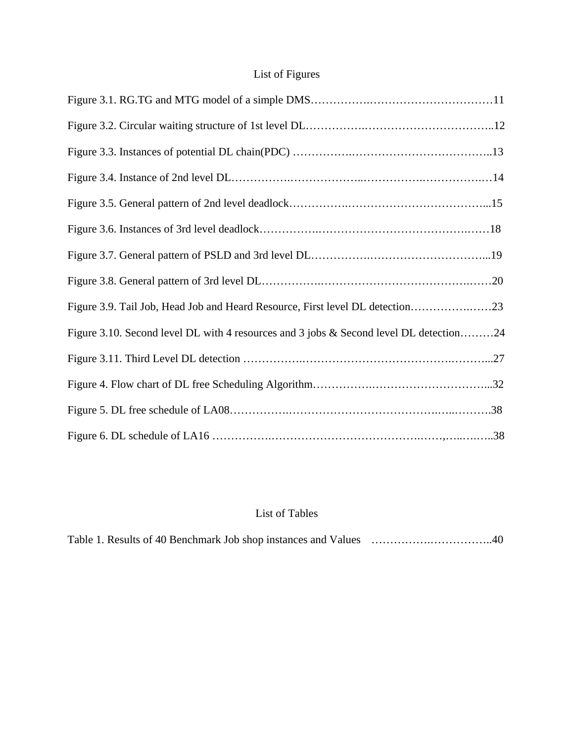## List of Figures

Figure 3.1. RG.TG and MTG model of a simple DMS……………..……………………………11

Figure 3.2. Circular waiting structure of 1st level DL……………..……………………………..12

Figure 3.3. Instances of potential DL chain(PDC) ……………..………………………………..13

Figure 3.4. Instance of 2nd level DL…………….………………..…………….…………….…14

Figure 3.5. General pattern of 2nd level deadlock……………..………………………………...15

Figure 3.6. Instances of 3rd level deadlock.…………….…………………………………….……18

Figure 3.7. General pattern of PSLD and 3rd level DL…………….………………………………...19

Figure 3.8. General pattern of 3rd level DL……………..…………………………………….……20

Figure 3.9. Tail Job, Head Job and Heard Resource, First level DL detection…………….……23

Figure 3.10. Second level DL with 4 resources and 3 jobs & Second level DL detection………24

Figure 3.11. Third Level DL detection ……………..…………………………………..………...27

Figure 4. Flow chart of DL free Scheduling Algorithm…………….…………………………...32

Figure 5. DL free schedule of LA08……………..……………………………..…..……….38

Figure 6. DL schedule of LA16 ……………..…………………………………….……,…..…….38

## List of Tables

Table 1. Results of 40 Benchmark Job shop instances and Values ……………..……………..40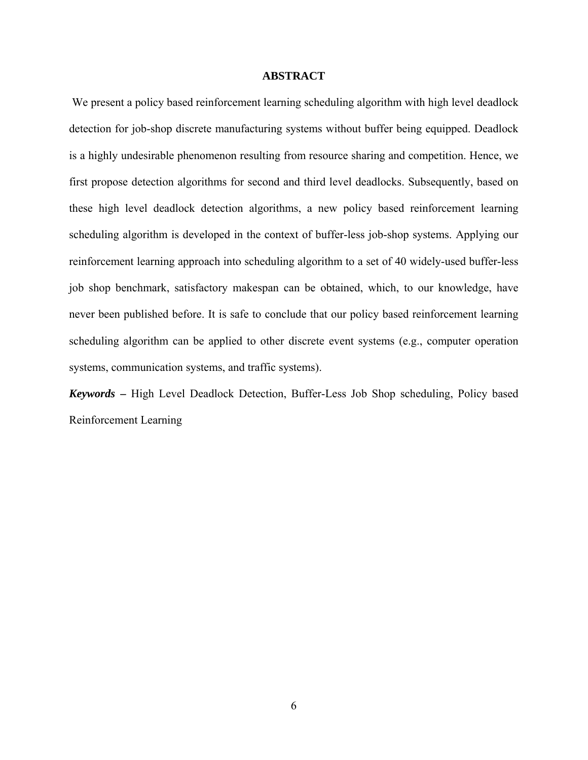# ABSTRACT

We present a policy based reinforcement learning scheduling algorithm with high level deadlock detection for job-shop discrete manufacturing systems without buffer being equipped. Deadlock is a highly undesirable phenomenon resulting from resource sharing and competition. Hence, we first propose detection algorithms for second and third level deadlocks. Subsequently, based on these high level deadlock detection algorithms, a new policy based reinforcement learning scheduling algorithm is developed in the context of buffer-less job-shop systems. Applying our reinforcement learning approach into scheduling algorithm to a set of 40 widely-used buffer-less job shop benchmark, satisfactory makespan can be obtained, which, to our knowledge, have never been published before. It is safe to conclude that our policy based reinforcement learning scheduling algorithm can be applied to other discrete event systems (e.g., computer operation systems, communication systems, and traffic systems).

***Keywords*** **–** High Level Deadlock Detection, Buffer-Less Job Shop scheduling, Policy based Reinforcement Learning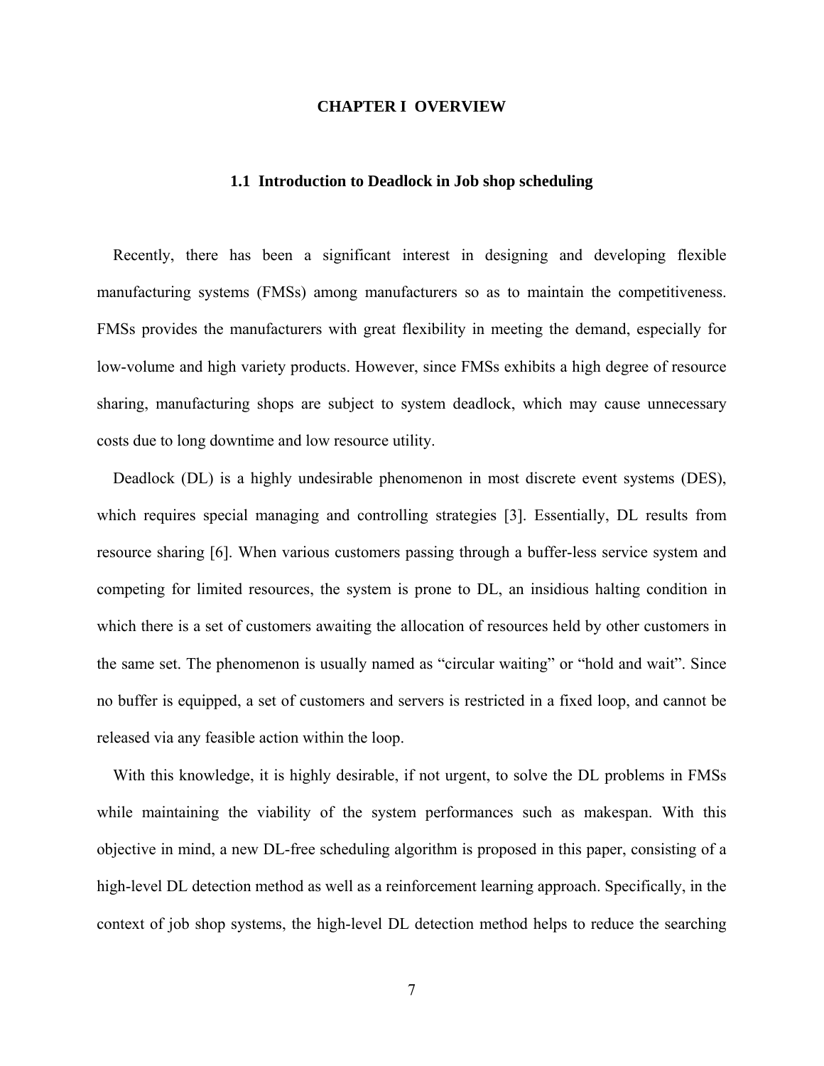# CHAPTER I OVERVIEW

## 1.1 Introduction to Deadlock in Job shop scheduling

Recently, there has been a significant interest in designing and developing flexible manufacturing systems (FMSs) among manufacturers so as to maintain the competitiveness. FMSs provides the manufacturers with great flexibility in meeting the demand, especially for low-volume and high variety products. However, since FMSs exhibits a high degree of resource sharing, manufacturing shops are subject to system deadlock, which may cause unnecessary costs due to long downtime and low resource utility.

Deadlock (DL) is a highly undesirable phenomenon in most discrete event systems (DES), which requires special managing and controlling strategies [3]. Essentially, DL results from resource sharing [6]. When various customers passing through a buffer-less service system and competing for limited resources, the system is prone to DL, an insidious halting condition in which there is a set of customers awaiting the allocation of resources held by other customers in the same set. The phenomenon is usually named as "circular waiting" or "hold and wait". Since no buffer is equipped, a set of customers and servers is restricted in a fixed loop, and cannot be released via any feasible action within the loop.

With this knowledge, it is highly desirable, if not urgent, to solve the DL problems in FMSs while maintaining the viability of the system performances such as makespan. With this objective in mind, a new DL-free scheduling algorithm is proposed in this paper, consisting of a high-level DL detection method as well as a reinforcement learning approach. Specifically, in the context of job shop systems, the high-level DL detection method helps to reduce the searching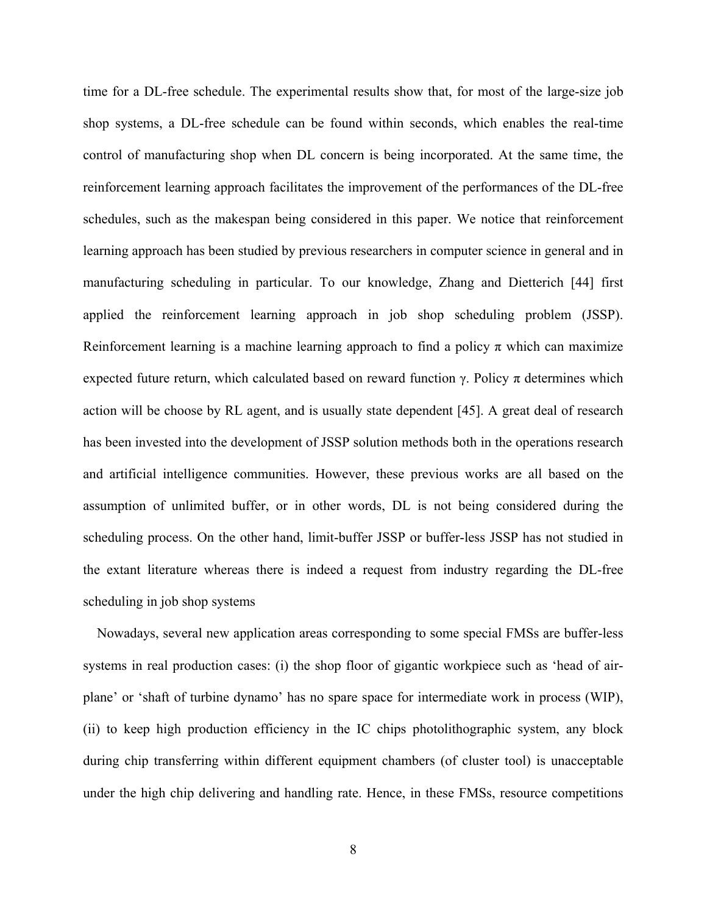time for a DL-free schedule. The experimental results show that, for most of the large-size job shop systems, a DL-free schedule can be found within seconds, which enables the real-time control of manufacturing shop when DL concern is being incorporated. At the same time, the reinforcement learning approach facilitates the improvement of the performances of the DL-free schedules, such as the makespan being considered in this paper. We notice that reinforcement learning approach has been studied by previous researchers in computer science in general and in manufacturing scheduling in particular. To our knowledge, Zhang and Dietterich [44] first applied the reinforcement learning approach in job shop scheduling problem (JSSP). Reinforcement learning is a machine learning approach to find a policy $\pi$ which can maximize expected future return, which calculated based on reward function $\gamma$. Policy $\pi$ determines which action will be choose by RL agent, and is usually state dependent [45]. A great deal of research has been invested into the development of JSSP solution methods both in the operations research and artificial intelligence communities. However, these previous works are all based on the assumption of unlimited buffer, or in other words, DL is not being considered during the scheduling process. On the other hand, limit-buffer JSSP or buffer-less JSSP has not studied in the extant literature whereas there is indeed a request from industry regarding the DL-free scheduling in job shop systems

Nowadays, several new application areas corresponding to some special FMSs are buffer-less systems in real production cases: (i) the shop floor of gigantic workpiece such as 'head of air-plane' or 'shaft of turbine dynamo' has no spare space for intermediate work in process (WIP), (ii) to keep high production efficiency in the IC chips photolithographic system, any block during chip transferring within different equipment chambers (of cluster tool) is unacceptable under the high chip delivering and handling rate. Hence, in these FMSs, resource competitions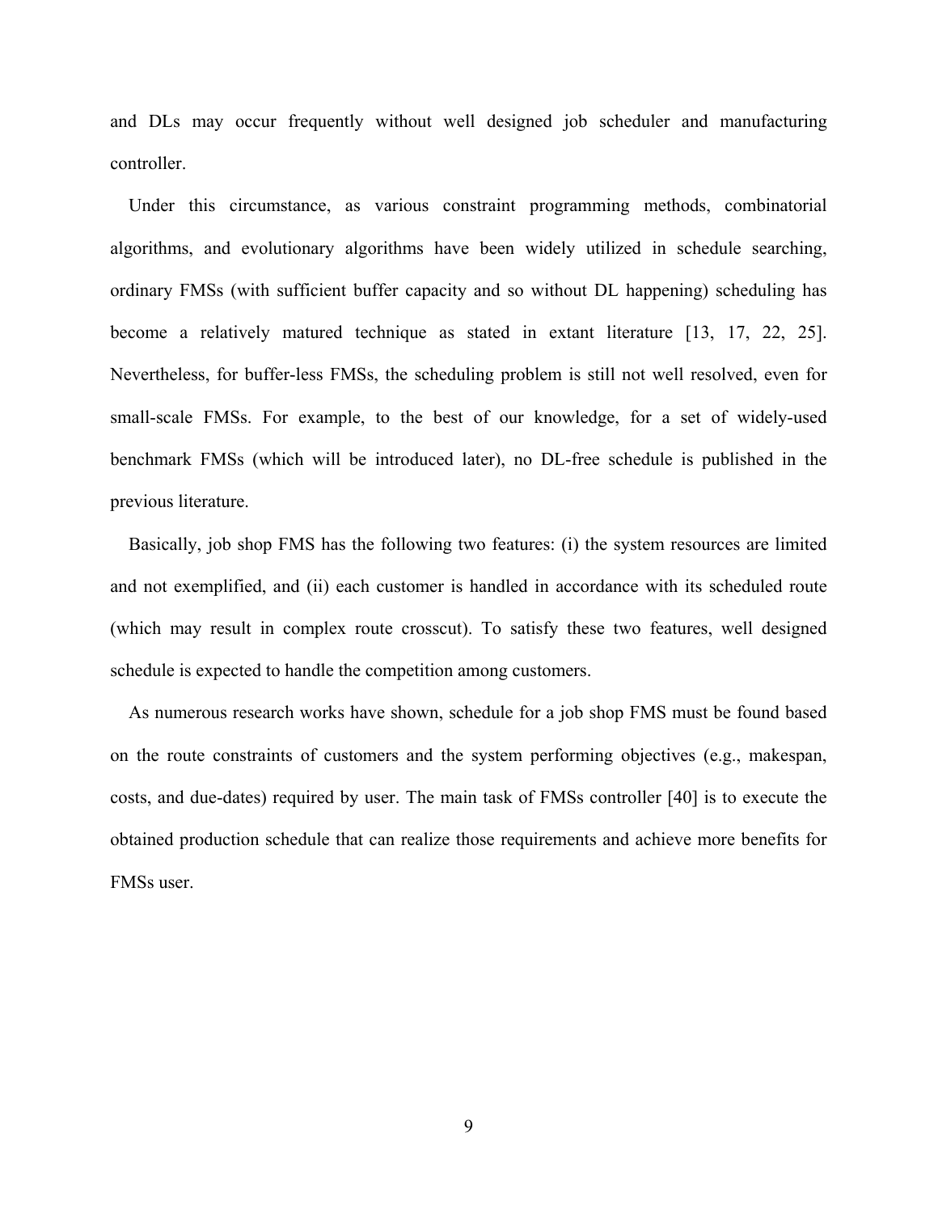and DLs may occur frequently without well designed job scheduler and manufacturing controller.

Under this circumstance, as various constraint programming methods, combinatorial algorithms, and evolutionary algorithms have been widely utilized in schedule searching, ordinary FMSs (with sufficient buffer capacity and so without DL happening) scheduling has become a relatively matured technique as stated in extant literature [13, 17, 22, 25]. Nevertheless, for buffer-less FMSs, the scheduling problem is still not well resolved, even for small-scale FMSs. For example, to the best of our knowledge, for a set of widely-used benchmark FMSs (which will be introduced later), no DL-free schedule is published in the previous literature.

Basically, job shop FMS has the following two features: (i) the system resources are limited and not exemplified, and (ii) each customer is handled in accordance with its scheduled route (which may result in complex route crosscut). To satisfy these two features, well designed schedule is expected to handle the competition among customers.

As numerous research works have shown, schedule for a job shop FMS must be found based on the route constraints of customers and the system performing objectives (e.g., makespan, costs, and due-dates) required by user. The main task of FMSs controller [40] is to execute the obtained production schedule that can realize those requirements and achieve more benefits for FMSs user.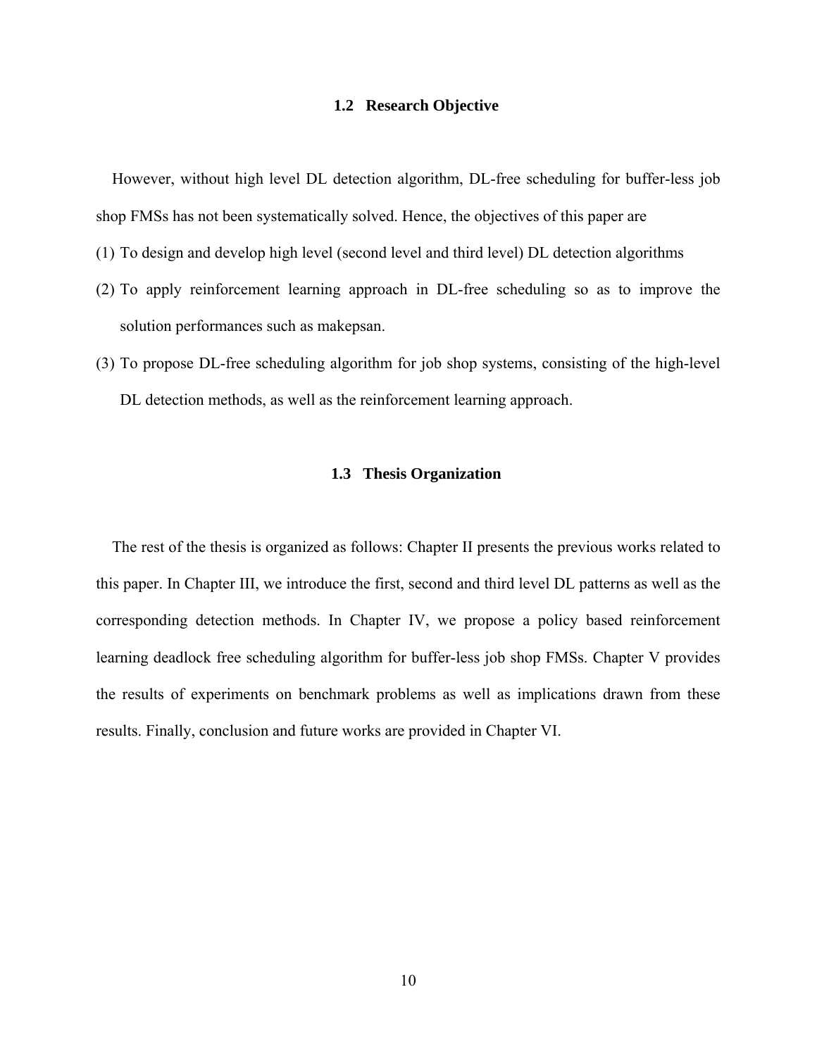## 1.2 Research Objective

However, without high level DL detection algorithm, DL-free scheduling for buffer-less job shop FMSs has not been systematically solved. Hence, the objectives of this paper are

(1) To design and develop high level (second level and third level) DL detection algorithms

(2) To apply reinforcement learning approach in DL-free scheduling so as to improve the solution performances such as makepsan.

(3) To propose DL-free scheduling algorithm for job shop systems, consisting of the high-level DL detection methods, as well as the reinforcement learning approach.

## 1.3 Thesis Organization

The rest of the thesis is organized as follows: Chapter II presents the previous works related to this paper. In Chapter III, we introduce the first, second and third level DL patterns as well as the corresponding detection methods. In Chapter IV, we propose a policy based reinforcement learning deadlock free scheduling algorithm for buffer-less job shop FMSs. Chapter V provides the results of experiments on benchmark problems as well as implications drawn from these results. Finally, conclusion and future works are provided in Chapter VI.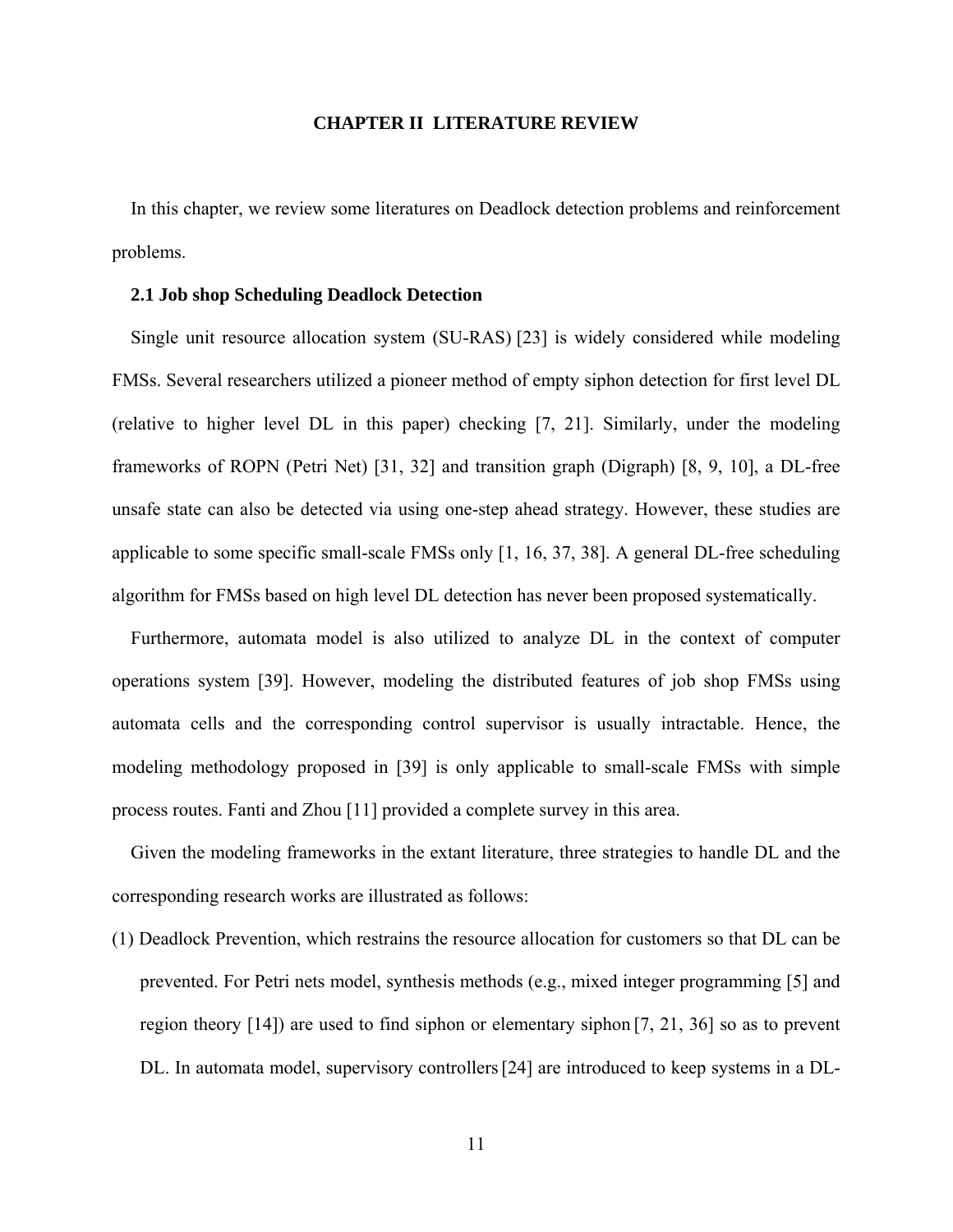# CHAPTER II LITERATURE REVIEW

In this chapter, we review some literatures on Deadlock detection problems and reinforcement problems.

## 2.1 Job shop Scheduling Deadlock Detection

Single unit resource allocation system (SU-RAS) [23] is widely considered while modeling FMSs. Several researchers utilized a pioneer method of empty siphon detection for first level DL (relative to higher level DL in this paper) checking [7, 21]. Similarly, under the modeling frameworks of ROPN (Petri Net) [31, 32] and transition graph (Digraph) [8, 9, 10], a DL-free unsafe state can also be detected via using one-step ahead strategy. However, these studies are applicable to some specific small-scale FMSs only [1, 16, 37, 38]. A general DL-free scheduling algorithm for FMSs based on high level DL detection has never been proposed systematically.

Furthermore, automata model is also utilized to analyze DL in the context of computer operations system [39]. However, modeling the distributed features of job shop FMSs using automata cells and the corresponding control supervisor is usually intractable. Hence, the modeling methodology proposed in [39] is only applicable to small-scale FMSs with simple process routes. Fanti and Zhou [11] provided a complete survey in this area.

Given the modeling frameworks in the extant literature, three strategies to handle DL and the corresponding research works are illustrated as follows:

(1) Deadlock Prevention, which restrains the resource allocation for customers so that DL can be prevented. For Petri nets model, synthesis methods (e.g., mixed integer programming [5] and region theory [14]) are used to find siphon or elementary siphon [7, 21, 36] so as to prevent DL. In automata model, supervisory controllers [24] are introduced to keep systems in a DL-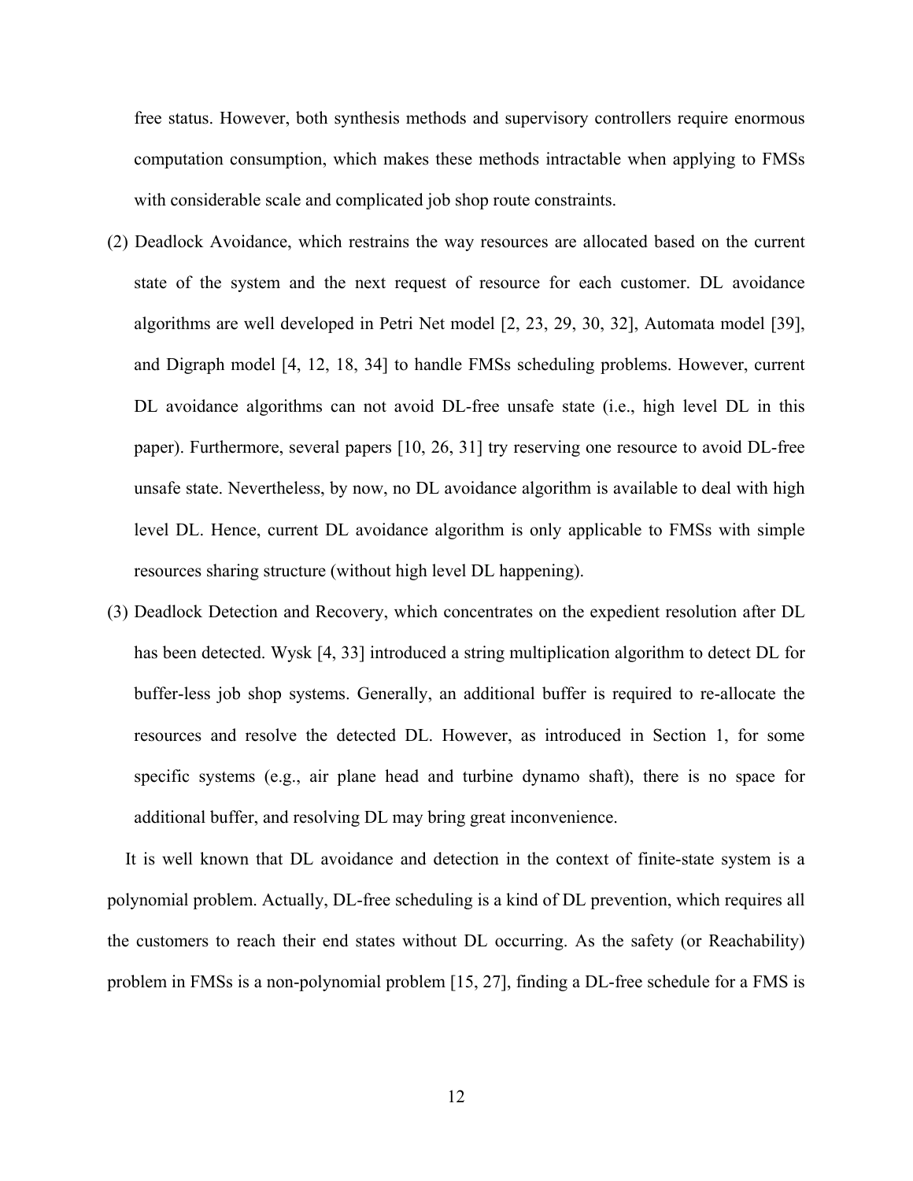free status. However, both synthesis methods and supervisory controllers require enormous computation consumption, which makes these methods intractable when applying to FMSs with considerable scale and complicated job shop route constraints.

(2) Deadlock Avoidance, which restrains the way resources are allocated based on the current state of the system and the next request of resource for each customer. DL avoidance algorithms are well developed in Petri Net model [2, 23, 29, 30, 32], Automata model [39], and Digraph model [4, 12, 18, 34] to handle FMSs scheduling problems. However, current DL avoidance algorithms can not avoid DL-free unsafe state (i.e., high level DL in this paper). Furthermore, several papers [10, 26, 31] try reserving one resource to avoid DL-free unsafe state. Nevertheless, by now, no DL avoidance algorithm is available to deal with high level DL. Hence, current DL avoidance algorithm is only applicable to FMSs with simple resources sharing structure (without high level DL happening).

(3) Deadlock Detection and Recovery, which concentrates on the expedient resolution after DL has been detected. Wysk [4, 33] introduced a string multiplication algorithm to detect DL for buffer-less job shop systems. Generally, an additional buffer is required to re-allocate the resources and resolve the detected DL. However, as introduced in Section 1, for some specific systems (e.g., air plane head and turbine dynamo shaft), there is no space for additional buffer, and resolving DL may bring great inconvenience.

It is well known that DL avoidance and detection in the context of finite-state system is a polynomial problem. Actually, DL-free scheduling is a kind of DL prevention, which requires all the customers to reach their end states without DL occurring. As the safety (or Reachability) problem in FMSs is a non-polynomial problem [15, 27], finding a DL-free schedule for a FMS is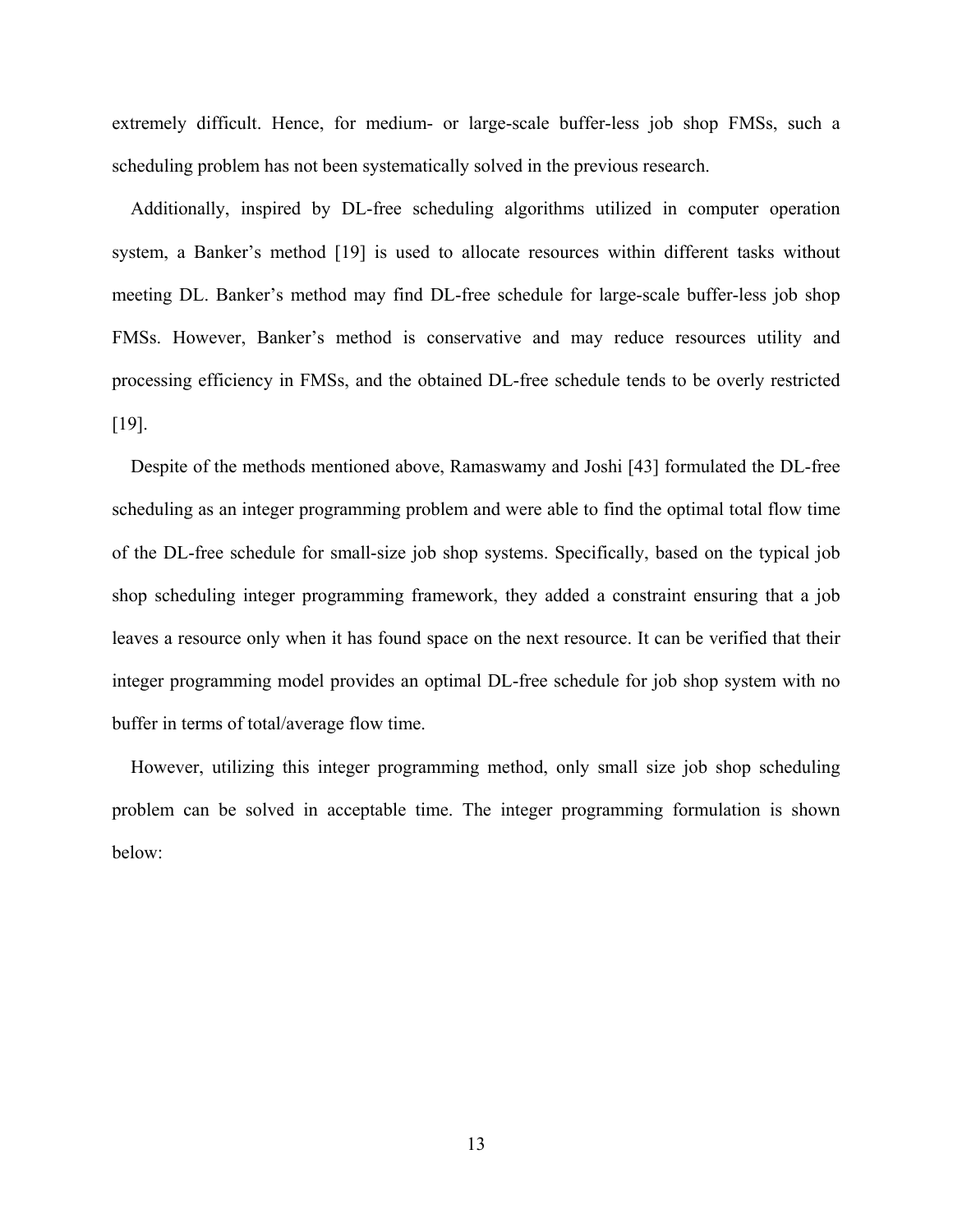extremely difficult. Hence, for medium- or large-scale buffer-less job shop FMSs, such a scheduling problem has not been systematically solved in the previous research.

Additionally, inspired by DL-free scheduling algorithms utilized in computer operation system, a Banker's method [19] is used to allocate resources within different tasks without meeting DL. Banker's method may find DL-free schedule for large-scale buffer-less job shop FMSs. However, Banker's method is conservative and may reduce resources utility and processing efficiency in FMSs, and the obtained DL-free schedule tends to be overly restricted [19].

Despite of the methods mentioned above, Ramaswamy and Joshi [43] formulated the DL-free scheduling as an integer programming problem and were able to find the optimal total flow time of the DL-free schedule for small-size job shop systems. Specifically, based on the typical job shop scheduling integer programming framework, they added a constraint ensuring that a job leaves a resource only when it has found space on the next resource. It can be verified that their integer programming model provides an optimal DL-free schedule for job shop system with no buffer in terms of total/average flow time.

However, utilizing this integer programming method, only small size job shop scheduling problem can be solved in acceptable time. The integer programming formulation is shown below: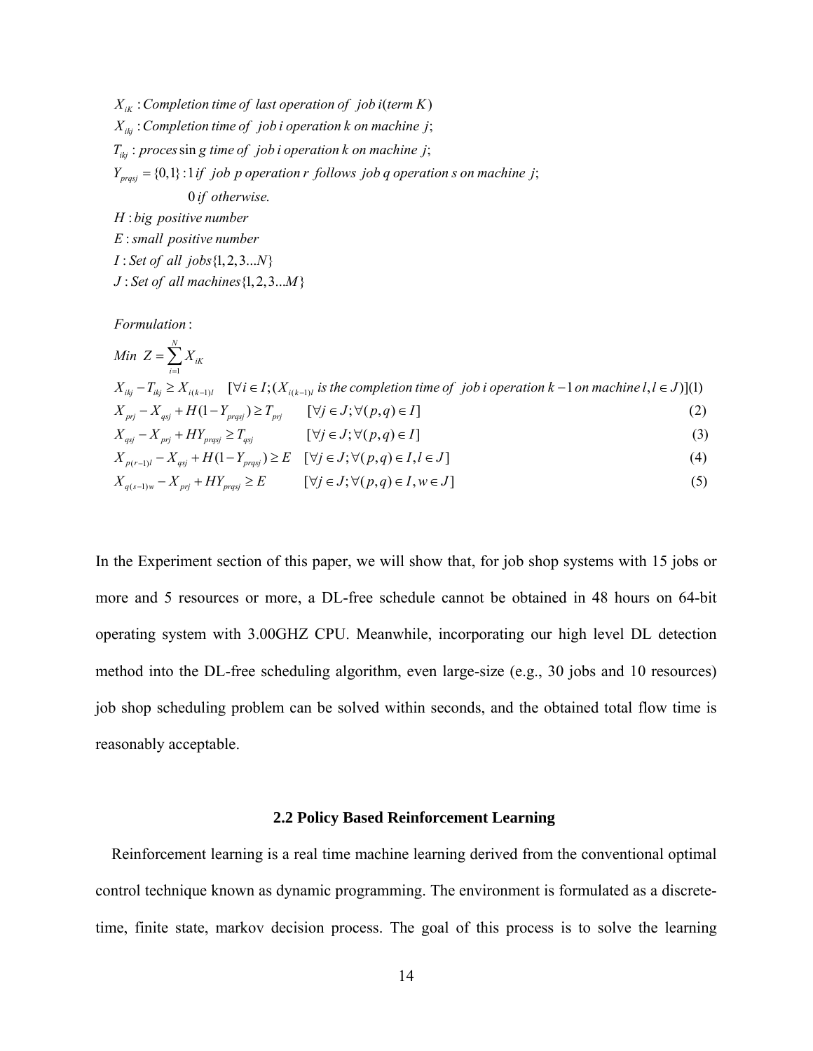$X_{iK}$ : *Completion time of last operation of job i(term K)*

$X_{ikj}$ : *Completion time of job i operation k on machine j;*

$T_{ikj}$ : *processing time of job i operation k on machine j;*

$Y_{prqsj} = \{0,1\}$ : *1 if job p operation r follows job q operation s on machine j;*

*0 if otherwise.*

$H$ : *big positive number*

$E$ : *small positive number*

$I$ : *Set of all jobs* $\{1,2,3...N\}$

$J$ : *Set of all machines* $\{1,2,3...M\}$

*Formulation :*

$$Min\ Z = \sum_{i=1}^{N} X_{iK}$$

$$X_{ikj} - T_{ikj} \geq X_{i(k-1)l} \quad [\forall i \in I; (X_{i(k-1)l} \text{ is the completion time of job } i \text{ operation } k-1 \text{ on machine } l, l \in J)] \quad (1)$$

$$X_{prj} - X_{qsj} + H(1 - Y_{prqsj}) \geq T_{prj} \quad [\forall j \in J; \forall (p,q) \in I] \quad (2)$$

$$X_{qsj} - X_{prj} + HY_{prqsj} \geq T_{qsj} \quad [\forall j \in J; \forall (p,q) \in I] \quad (3)$$

$$X_{p(r-1)l} - X_{qsj} + H(1 - Y_{prqsj}) \geq E \quad [\forall j \in J; \forall (p,q) \in I, l \in J] \quad (4)$$

$$X_{q(s-1)w} - X_{prj} + HY_{prqsj} \geq E \quad [\forall j \in J; \forall (p,q) \in I, w \in J] \quad (5)$$

In the Experiment section of this paper, we will show that, for job shop systems with 15 jobs or more and 5 resources or more, a DL-free schedule cannot be obtained in 48 hours on 64-bit operating system with 3.00GHZ CPU. Meanwhile, incorporating our high level DL detection method into the DL-free scheduling algorithm, even large-size (e.g., 30 jobs and 10 resources) job shop scheduling problem can be solved within seconds, and the obtained total flow time is reasonably acceptable.

### 2.2 Policy Based Reinforcement Learning

Reinforcement learning is a real time machine learning derived from the conventional optimal control technique known as dynamic programming. The environment is formulated as a discrete-time, finite state, markov decision process. The goal of this process is to solve the learning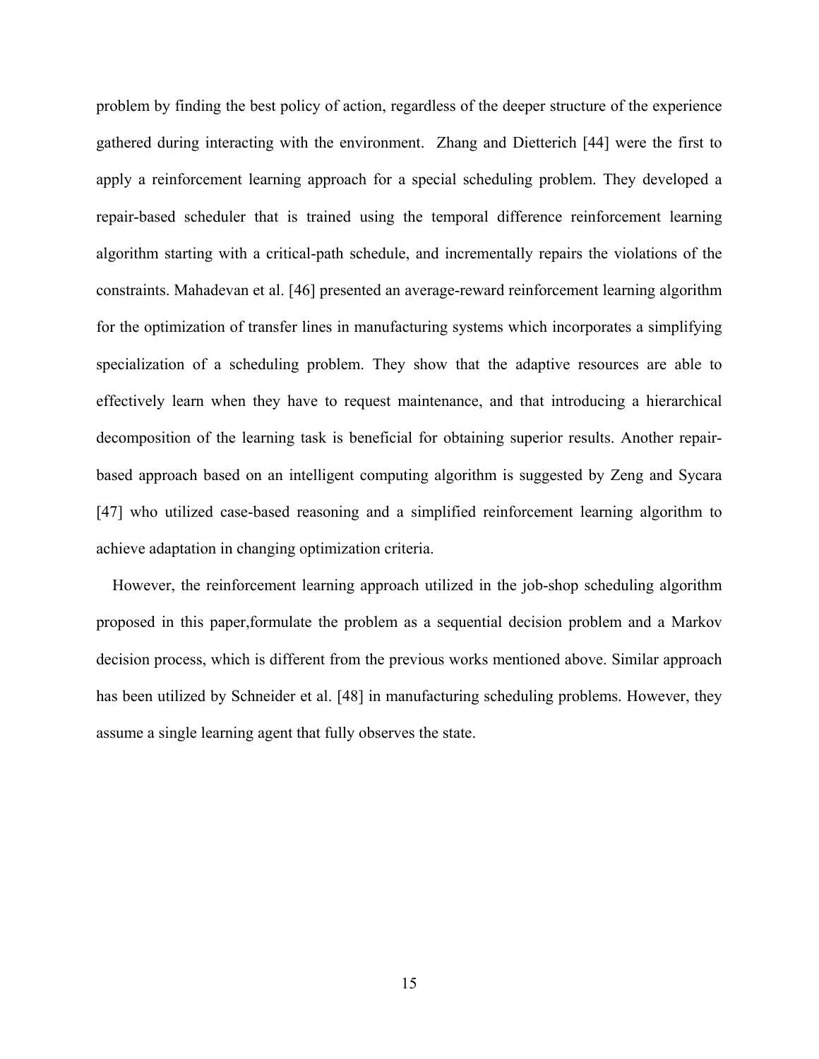problem by finding the best policy of action, regardless of the deeper structure of the experience gathered during interacting with the environment. Zhang and Dietterich [44] were the first to apply a reinforcement learning approach for a special scheduling problem. They developed a repair-based scheduler that is trained using the temporal difference reinforcement learning algorithm starting with a critical-path schedule, and incrementally repairs the violations of the constraints. Mahadevan et al. [46] presented an average-reward reinforcement learning algorithm for the optimization of transfer lines in manufacturing systems which incorporates a simplifying specialization of a scheduling problem. They show that the adaptive resources are able to effectively learn when they have to request maintenance, and that introducing a hierarchical decomposition of the learning task is beneficial for obtaining superior results. Another repair-based approach based on an intelligent computing algorithm is suggested by Zeng and Sycara [47] who utilized case-based reasoning and a simplified reinforcement learning algorithm to achieve adaptation in changing optimization criteria.

However, the reinforcement learning approach utilized in the job-shop scheduling algorithm proposed in this paper,formulate the problem as a sequential decision problem and a Markov decision process, which is different from the previous works mentioned above. Similar approach has been utilized by Schneider et al. [48] in manufacturing scheduling problems. However, they assume a single learning agent that fully observes the state.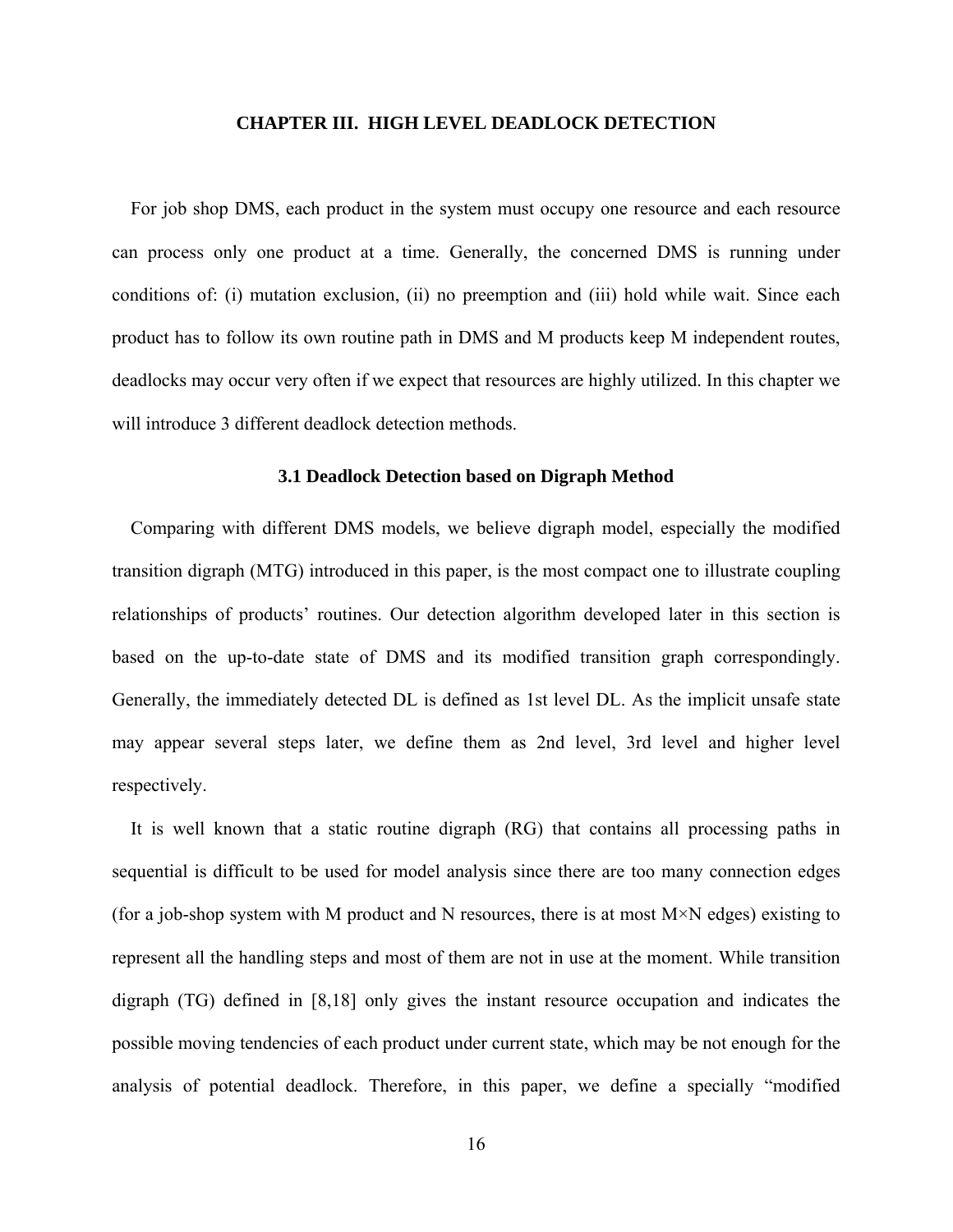# CHAPTER III. HIGH LEVEL DEADLOCK DETECTION

For job shop DMS, each product in the system must occupy one resource and each resource can process only one product at a time. Generally, the concerned DMS is running under conditions of: (i) mutation exclusion, (ii) no preemption and (iii) hold while wait. Since each product has to follow its own routine path in DMS and M products keep M independent routes, deadlocks may occur very often if we expect that resources are highly utilized. In this chapter we will introduce 3 different deadlock detection methods.

## 3.1 Deadlock Detection based on Digraph Method

Comparing with different DMS models, we believe digraph model, especially the modified transition digraph (MTG) introduced in this paper, is the most compact one to illustrate coupling relationships of products' routines. Our detection algorithm developed later in this section is based on the up-to-date state of DMS and its modified transition graph correspondingly. Generally, the immediately detected DL is defined as 1st level DL. As the implicit unsafe state may appear several steps later, we define them as 2nd level, 3rd level and higher level respectively.

It is well known that a static routine digraph (RG) that contains all processing paths in sequential is difficult to be used for model analysis since there are too many connection edges (for a job-shop system with M product and N resources, there is at most M×N edges) existing to represent all the handling steps and most of them are not in use at the moment. While transition digraph (TG) defined in [8,18] only gives the instant resource occupation and indicates the possible moving tendencies of each product under current state, which may be not enough for the analysis of potential deadlock. Therefore, in this paper, we define a specially "modified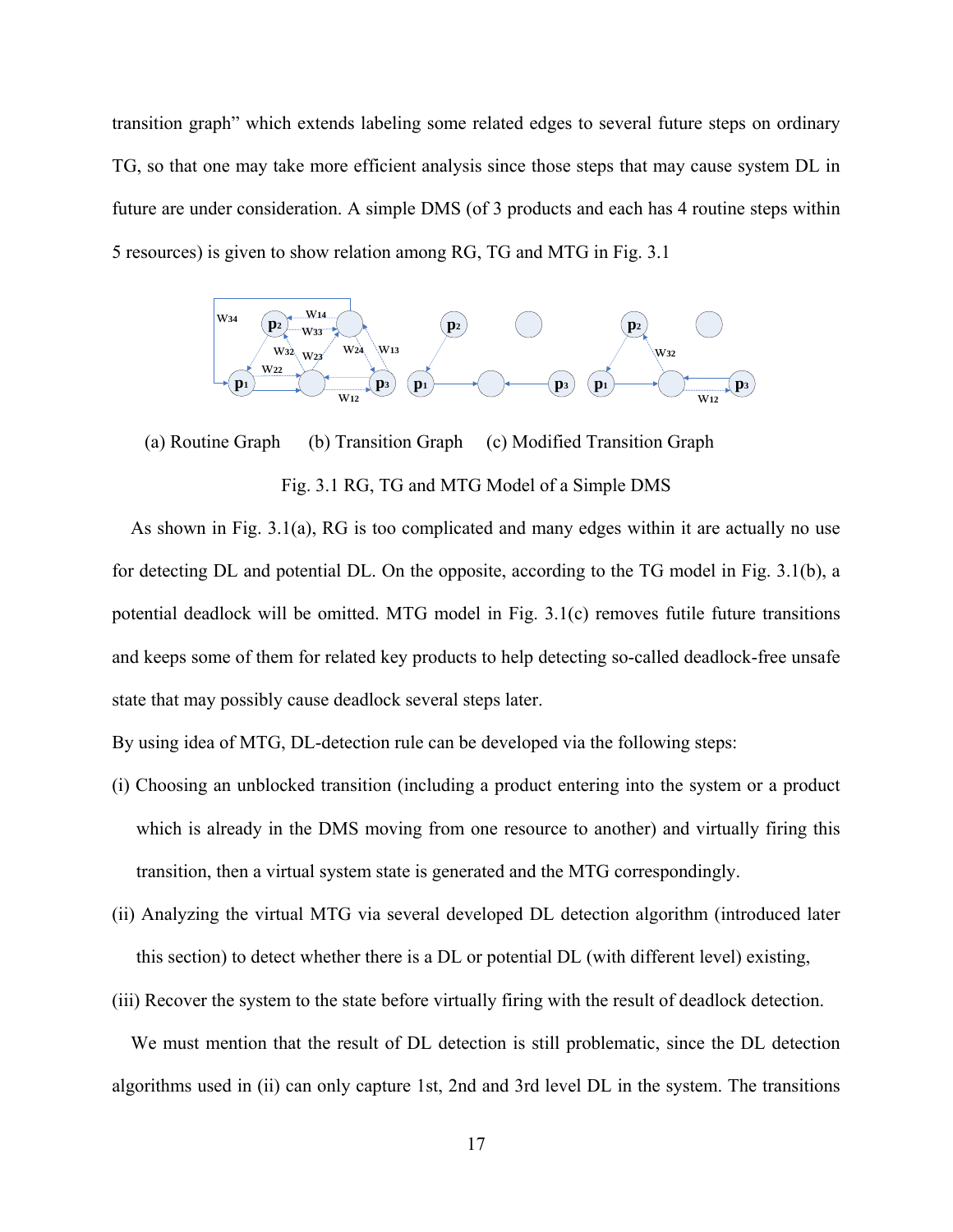transition graph" which extends labeling some related edges to several future steps on ordinary TG, so that one may take more efficient analysis since those steps that may cause system DL in future are under consideration. A simple DMS (of 3 products and each has 4 routine steps within 5 resources) is given to show relation among RG, TG and MTG in Fig. 3.1

(a) Routine Graph (b) Transition Graph (c) Modified Transition Graph

Fig. 3.1 RG, TG and MTG Model of a Simple DMS

As shown in Fig. 3.1(a), RG is too complicated and many edges within it are actually no use for detecting DL and potential DL. On the opposite, according to the TG model in Fig. 3.1(b), a potential deadlock will be omitted. MTG model in Fig. 3.1(c) removes futile future transitions and keeps some of them for related key products to help detecting so-called deadlock-free unsafe state that may possibly cause deadlock several steps later.

By using idea of MTG, DL-detection rule can be developed via the following steps:

(i) Choosing an unblocked transition (including a product entering into the system or a product which is already in the DMS moving from one resource to another) and virtually firing this transition, then a virtual system state is generated and the MTG correspondingly.

(ii) Analyzing the virtual MTG via several developed DL detection algorithm (introduced later this section) to detect whether there is a DL or potential DL (with different level) existing,

(iii) Recover the system to the state before virtually firing with the result of deadlock detection.

We must mention that the result of DL detection is still problematic, since the DL detection algorithms used in (ii) can only capture 1st, 2nd and 3rd level DL in the system. The transitions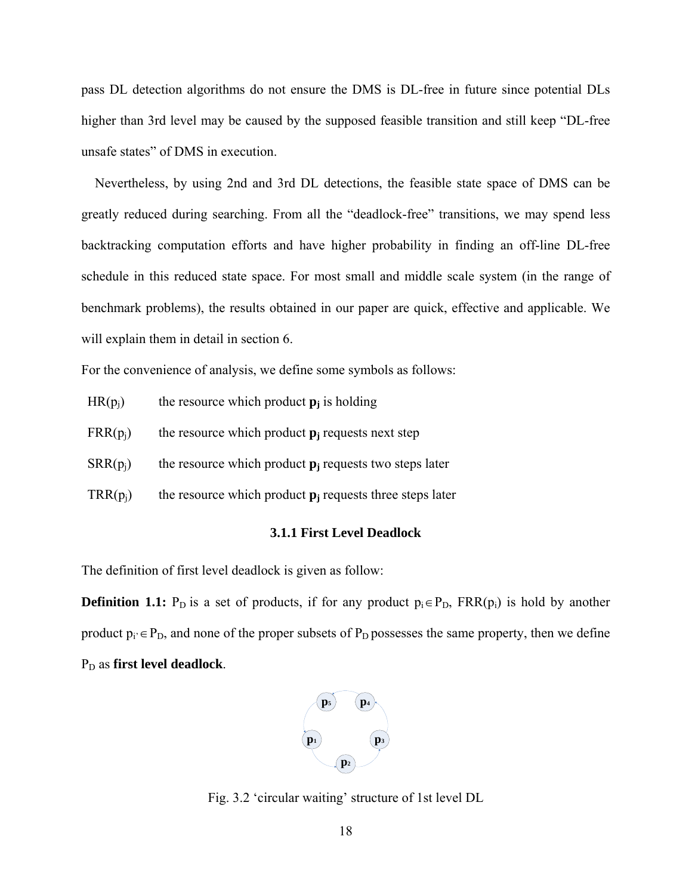pass DL detection algorithms do not ensure the DMS is DL-free in future since potential DLs higher than 3rd level may be caused by the supposed feasible transition and still keep "DL-free unsafe states" of DMS in execution.

Nevertheless, by using 2nd and 3rd DL detections, the feasible state space of DMS can be greatly reduced during searching. From all the "deadlock-free" transitions, we may spend less backtracking computation efforts and have higher probability in finding an off-line DL-free schedule in this reduced state space. For most small and middle scale system (in the range of benchmark problems), the results obtained in our paper are quick, effective and applicable. We will explain them in detail in section 6.

For the convenience of analysis, we define some symbols as follows:

$HR(p_j)$ the resource which product $\mathbf{p_j}$ is holding

$FRR(p_j)$ the resource which product $\mathbf{p_j}$ requests next step

$SRR(p_j)$ the resource which product $\mathbf{p_j}$ requests two steps later

$TRR(p_j)$ the resource which product $\mathbf{p_j}$ requests three steps later

### 3.1.1 First Level Deadlock

The definition of first level deadlock is given as follow:

**Definition 1.1:** $P_D$ is a set of products, if for any product $p_i \in P_D$, $FRR(p_i)$ is hold by another product $p_{i'} \in P_D$, and none of the proper subsets of $P_D$ possesses the same property, then we define $P_D$ as **first level deadlock**.

Fig. 3.2 'circular waiting' structure of 1st level DL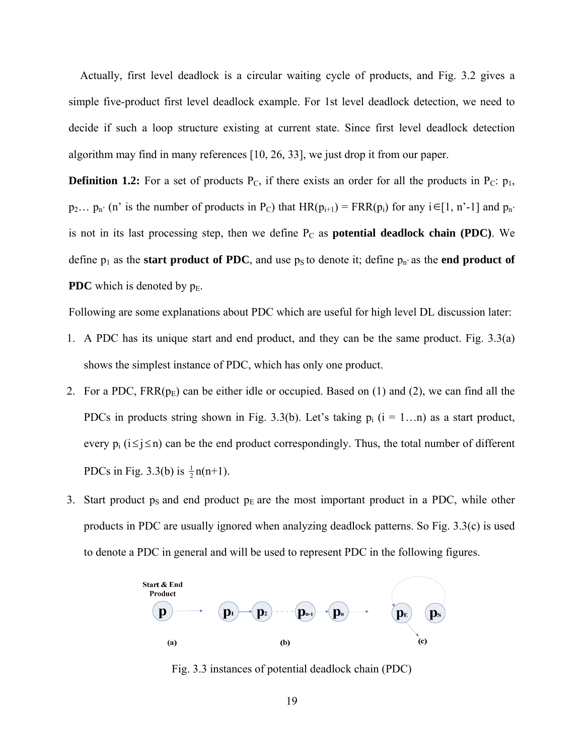Actually, first level deadlock is a circular waiting cycle of products, and Fig. 3.2 gives a simple five-product first level deadlock example. For 1st level deadlock detection, we need to decide if such a loop structure existing at current state. Since first level deadlock detection algorithm may find in many references [10, 26, 33], we just drop it from our paper.

**Definition 1.2:** For a set of products $P_C$, if there exists an order for all the products in $P_C$: $p_1$, $p_2$… $p_{n'}$ (n' is the number of products in $P_C$) that $HR(p_{i+1}) = FRR(p_i)$ for any $i \in [1, n'-1]$ and $p_{n'}$ is not in its last processing step, then we define $P_C$ as **potential deadlock chain (PDC)**. We define $p_1$ as the **start product of PDC**, and use $p_S$ to denote it; define $p_{n'}$ as the **end product of PDC** which is denoted by $p_E$.

Following are some explanations about PDC which are useful for high level DL discussion later:

1. A PDC has its unique start and end product, and they can be the same product. Fig. 3.3(a) shows the simplest instance of PDC, which has only one product.
2. For a PDC, $FRR(p_E)$ can be either idle or occupied. Based on (1) and (2), we can find all the PDCs in products string shown in Fig. 3.3(b). Let's taking $p_i$ (i = 1…n) as a start product, every $p_i$ ($i \le j \le n$) can be the end product correspondingly. Thus, the total number of different PDCs in Fig. 3.3(b) is $\frac{1}{2}n(n+1)$.
3. Start product $p_S$ and end product $p_E$ are the most important product in a PDC, while other products in PDC are usually ignored when analyzing deadlock patterns. So Fig. 3.3(c) is used to denote a PDC in general and will be used to represent PDC in the following figures.

Fig. 3.3 instances of potential deadlock chain (PDC)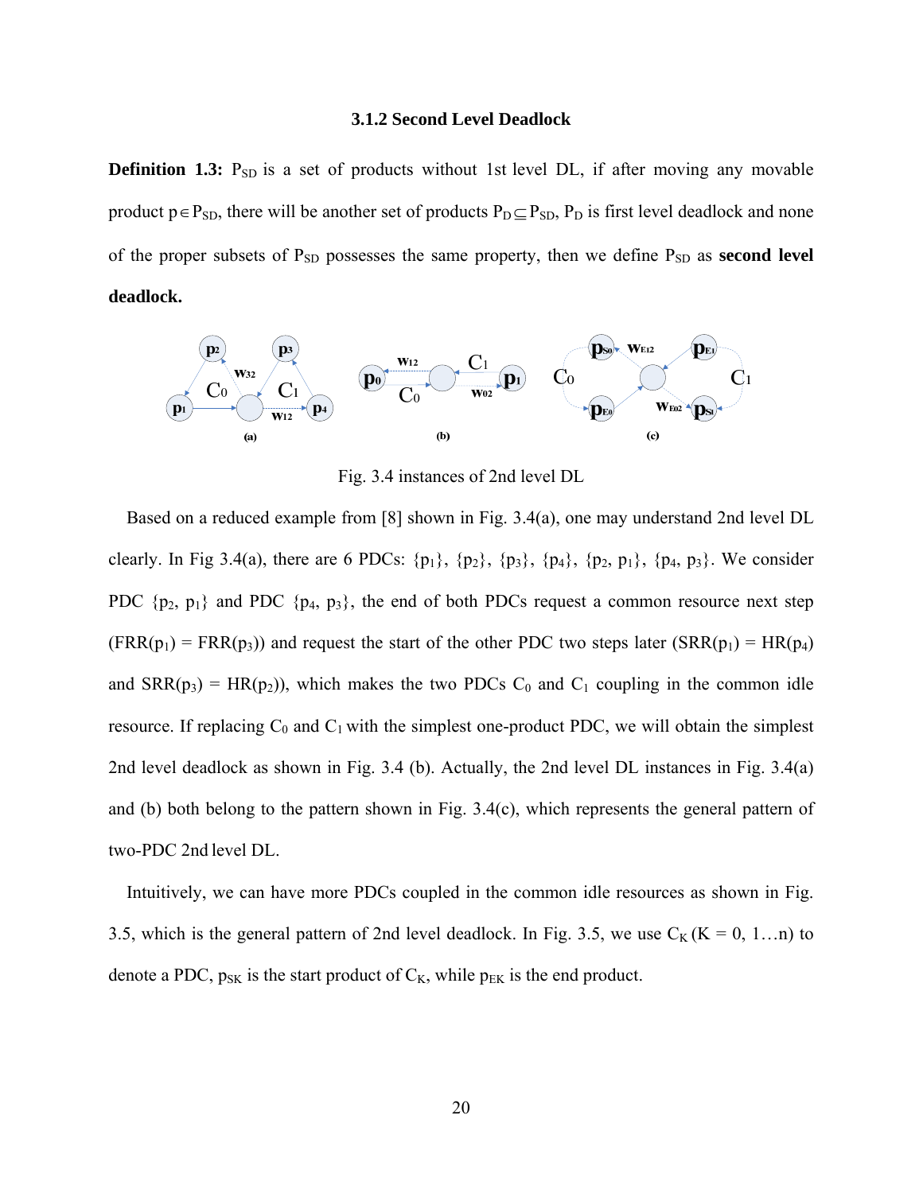### 3.1.2 Second Level Deadlock

**Definition 1.3:** $P_{SD}$ is a set of products without 1st level DL, if after moving any movable product $p \in P_{SD}$, there will be another set of products $P_D \subseteq P_{SD}$, $P_D$ is first level deadlock and none of the proper subsets of $P_{SD}$ possesses the same property, then we define $P_{SD}$ as **second level deadlock.**

Fig. 3.4 instances of 2nd level DL

Based on a reduced example from [8] shown in Fig. 3.4(a), one may understand 2nd level DL clearly. In Fig 3.4(a), there are 6 PDCs: $\{p_1\}$, $\{p_2\}$, $\{p_3\}$, $\{p_4\}$, $\{p_2, p_1\}$, $\{p_4, p_3\}$. We consider PDC $\{p_2, p_1\}$ and PDC $\{p_4, p_3\}$, the end of both PDCs request a common resource next step ($FRR(p_1) = FRR(p_3)$) and request the start of the other PDC two steps later ($SRR(p_1) = HR(p_4)$ and $SRR(p_3) = HR(p_2)$), which makes the two PDCs $C_0$ and $C_1$ coupling in the common idle resource. If replacing $C_0$ and $C_1$ with the simplest one-product PDC, we will obtain the simplest 2nd level deadlock as shown in Fig. 3.4 (b). Actually, the 2nd level DL instances in Fig. 3.4(a) and (b) both belong to the pattern shown in Fig. 3.4(c), which represents the general pattern of two-PDC 2nd level DL.

Intuitively, we can have more PDCs coupled in the common idle resources as shown in Fig. 3.5, which is the general pattern of 2nd level deadlock. In Fig. 3.5, we use $C_K$ ($K = 0, 1 \ldots n$) to denote a PDC, $p_{SK}$ is the start product of $C_K$, while $p_{EK}$ is the end product.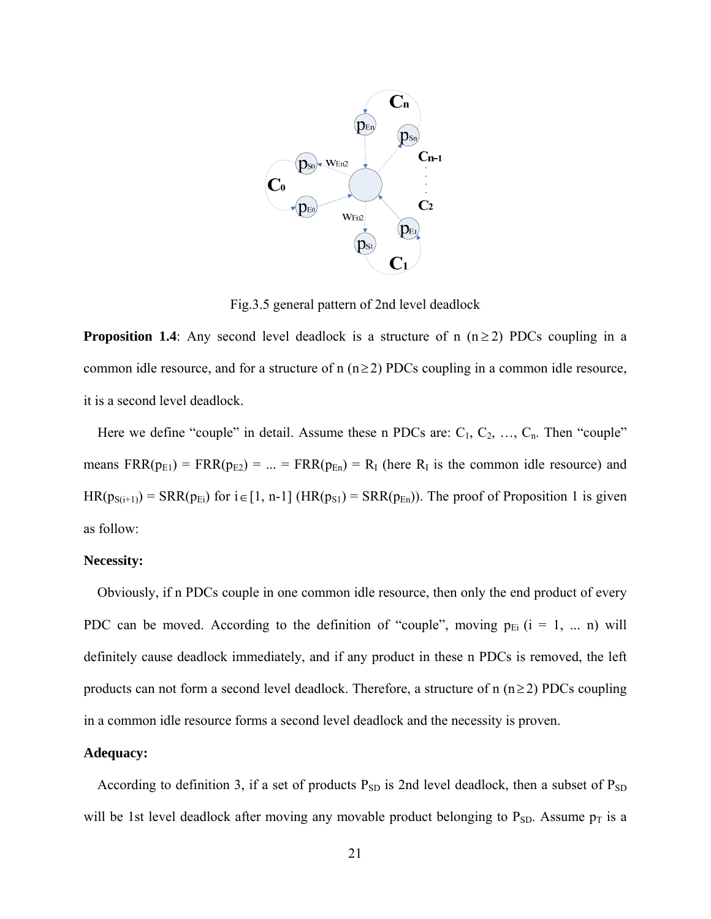Fig.3.5 general pattern of 2nd level deadlock

**Proposition 1.4**: Any second level deadlock is a structure of n ($n \geq 2$) PDCs coupling in a common idle resource, and for a structure of n ($n \geq 2$) PDCs coupling in a common idle resource, it is a second level deadlock.

Here we define "couple" in detail. Assume these n PDCs are: $C_1$, $C_2$, …, $C_n$. Then "couple" means $FRR(p_{E1}) = FRR(p_{E2}) = ... = FRR(p_{En}) = R_I$ (here $R_I$ is the common idle resource) and $HR(p_{S(i+1)}) = SRR(p_{Ei})$ for $i \in [1, n-1]$ ($HR(p_{S1}) = SRR(p_{En})$). The proof of Proposition 1 is given as follow:

**Necessity:**

Obviously, if n PDCs couple in one common idle resource, then only the end product of every PDC can be moved. According to the definition of "couple", moving $p_{Ei}$ ($i = 1, ... n$) will definitely cause deadlock immediately, and if any product in these n PDCs is removed, the left products can not form a second level deadlock. Therefore, a structure of n ($n \geq 2$) PDCs coupling in a common idle resource forms a second level deadlock and the necessity is proven.

**Adequacy:**

According to definition 3, if a set of products $P_{SD}$ is 2nd level deadlock, then a subset of $P_{SD}$ will be 1st level deadlock after moving any movable product belonging to $P_{SD}$. Assume $p_T$ is a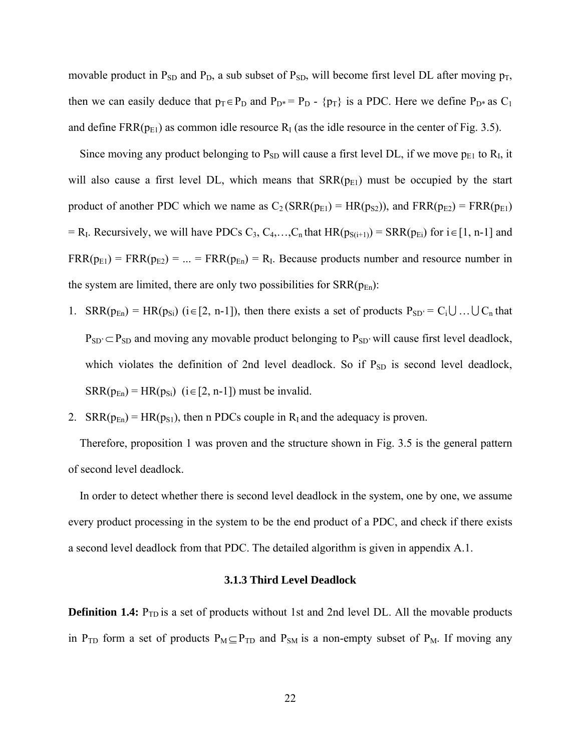movable product in $P_{SD}$ and $P_D$, a sub subset of $P_{SD}$, will become first level DL after moving $p_T$, then we can easily deduce that $p_T \in P_D$ and $P_{D*} = P_D - \{p_T\}$ is a PDC. Here we define $P_{D*}$ as $C_1$ and define $FRR(p_{E1})$ as common idle resource $R_I$ (as the idle resource in the center of Fig. 3.5).

Since moving any product belonging to $P_{SD}$ will cause a first level DL, if we move $p_{E1}$ to $R_I$, it will also cause a first level DL, which means that $SRR(p_{E1})$ must be occupied by the start product of another PDC which we name as $C_2$ ($SRR(p_{E1}) = HR(p_{S2})$), and $FRR(p_{E2}) = FRR(p_{E1}) = R_I$. Recursively, we will have PDCs $C_3, C_4, \ldots, C_n$ that $HR(p_{S(i+1)}) = SRR(p_{Ei})$ for $i \in [1, n-1]$ and $FRR(p_{E1}) = FRR(p_{E2}) = \ldots = FRR(p_{En}) = R_I$. Because products number and resource number in the system are limited, there are only two possibilities for $SRR(p_{En})$:

1. $SRR(p_{En}) = HR(p_{Si})$ ($i \in [2, n-1]$), then there exists a set of products $P_{SD'} = C_i \cup \ldots \cup C_n$ that $P_{SD'} \subset P_{SD}$ and moving any movable product belonging to $P_{SD'}$ will cause first level deadlock, which violates the definition of 2nd level deadlock. So if $P_{SD}$ is second level deadlock, $SRR(p_{En}) = HR(p_{Si})$ ($i \in [2, n-1]$) must be invalid.
2. $SRR(p_{En}) = HR(p_{S1})$, then n PDCs couple in $R_I$ and the adequacy is proven.

Therefore, proposition 1 was proven and the structure shown in Fig. 3.5 is the general pattern of second level deadlock.

In order to detect whether there is second level deadlock in the system, one by one, we assume every product processing in the system to be the end product of a PDC, and check if there exists a second level deadlock from that PDC. The detailed algorithm is given in appendix A.1.

### 3.1.3 Third Level Deadlock

**Definition 1.4:** $P_{TD}$ is a set of products without 1st and 2nd level DL. All the movable products in $P_{TD}$ form a set of products $P_M \subseteq P_{TD}$ and $P_{SM}$ is a non-empty subset of $P_M$. If moving any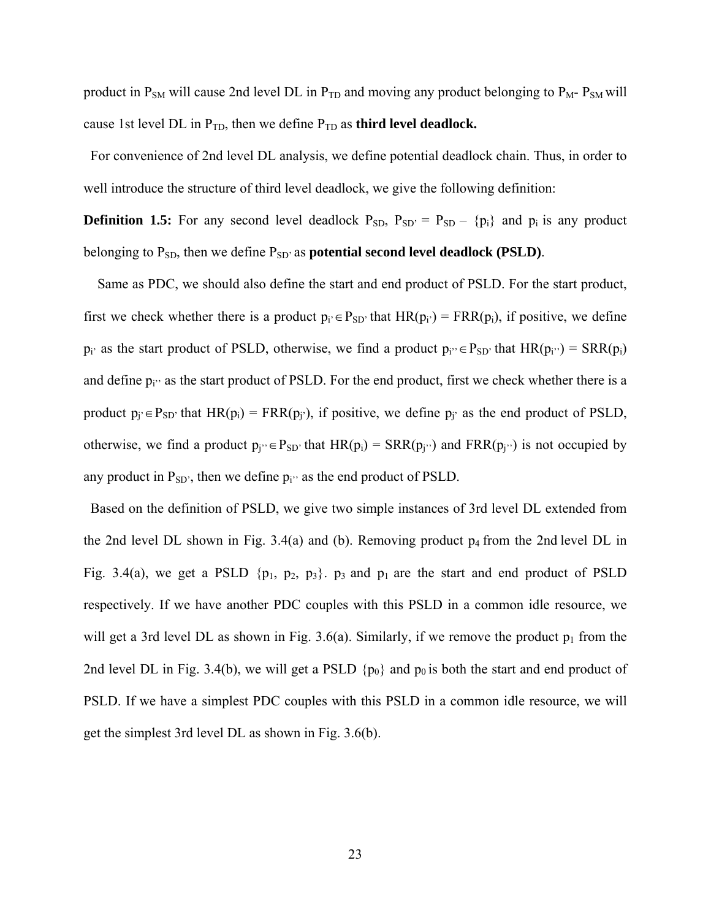product in $P_{SM}$ will cause 2nd level DL in $P_{TD}$ and moving any product belonging to $P_M$- $P_{SM}$ will cause 1st level DL in $P_{TD}$, then we define $P_{TD}$ as **third level deadlock.**

For convenience of 2nd level DL analysis, we define potential deadlock chain. Thus, in order to well introduce the structure of third level deadlock, we give the following definition:

**Definition 1.5:** For any second level deadlock $P_{SD}$, $P_{SD'} = P_{SD} - \{p_i\}$ and $p_i$ is any product belonging to $P_{SD}$, then we define $P_{SD'}$ as **potential second level deadlock (PSLD)**.

Same as PDC, we should also define the start and end product of PSLD. For the start product, first we check whether there is a product $p_{i'} \in P_{SD'}$ that $HR(p_{i'}) = FRR(p_i)$, if positive, we define $p_{i'}$ as the start product of PSLD, otherwise, we find a product $p_{i''} \in P_{SD'}$ that $HR(p_{i''}) = SRR(p_i)$ and define $p_{i''}$ as the start product of PSLD. For the end product, first we check whether there is a product $p_{j'} \in P_{SD'}$ that $HR(p_i) = FRR(p_{j'})$, if positive, we define $p_{j'}$ as the end product of PSLD, otherwise, we find a product $p_{j''} \in P_{SD'}$ that $HR(p_i) = SRR(p_{j''})$ and $FRR(p_{j''})$ is not occupied by any product in $P_{SD'}$, then we define $p_{i''}$ as the end product of PSLD.

Based on the definition of PSLD, we give two simple instances of 3rd level DL extended from the 2nd level DL shown in Fig. 3.4(a) and (b). Removing product $p_4$ from the 2nd level DL in Fig. 3.4(a), we get a PSLD $\{p_1, p_2, p_3\}$. $p_3$ and $p_1$ are the start and end product of PSLD respectively. If we have another PDC couples with this PSLD in a common idle resource, we will get a 3rd level DL as shown in Fig. 3.6(a). Similarly, if we remove the product $p_1$ from the 2nd level DL in Fig. 3.4(b), we will get a PSLD $\{p_0\}$ and $p_0$ is both the start and end product of PSLD. If we have a simplest PDC couples with this PSLD in a common idle resource, we will get the simplest 3rd level DL as shown in Fig. 3.6(b).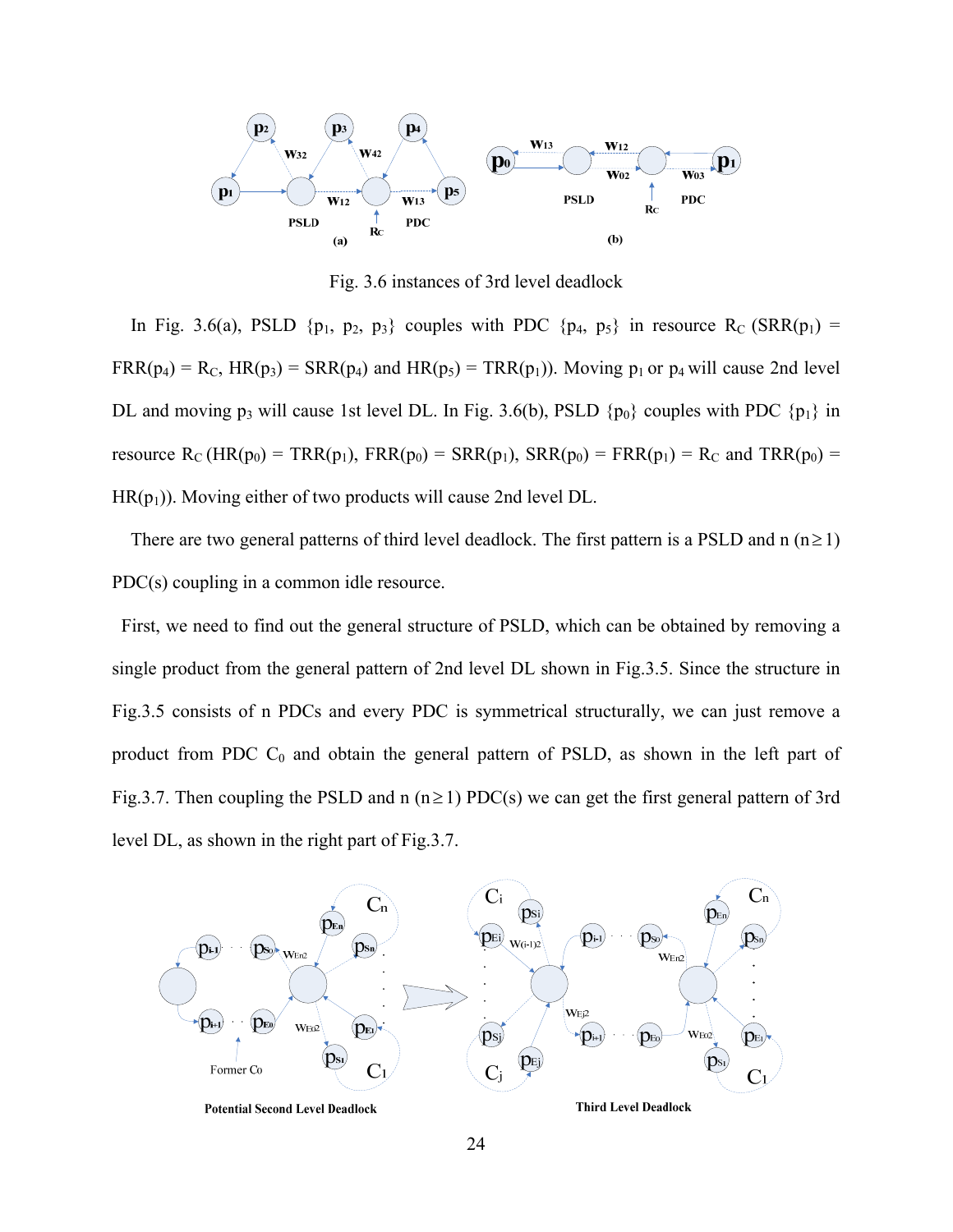Fig. 3.6 instances of 3rd level deadlock

In Fig. 3.6(a), PSLD {$p_1$, $p_2$, $p_3$} couples with PDC {$p_4$, $p_5$} in resource $R_C$ (SRR($p_1$) = FRR($p_4$) = $R_C$, HR($p_3$) = SRR($p_4$) and HR($p_5$) = TRR($p_1$)). Moving $p_1$ or $p_4$ will cause 2nd level DL and moving $p_3$ will cause 1st level DL. In Fig. 3.6(b), PSLD {$p_0$} couples with PDC {$p_1$} in resource $R_C$ (HR($p_0$) = TRR($p_1$), FRR($p_0$) = SRR($p_1$), SRR($p_0$) = FRR($p_1$) = $R_C$ and TRR($p_0$) = HR($p_1$)). Moving either of two products will cause 2nd level DL.

There are two general patterns of third level deadlock. The first pattern is a PSLD and n ($n \geq 1$) PDC(s) coupling in a common idle resource.

First, we need to find out the general structure of PSLD, which can be obtained by removing a single product from the general pattern of 2nd level DL shown in Fig.3.5. Since the structure in Fig.3.5 consists of n PDCs and every PDC is symmetrical structurally, we can just remove a product from PDC $C_0$ and obtain the general pattern of PSLD, as shown in the left part of Fig.3.7. Then coupling the PSLD and n ($n \geq 1$) PDC(s) we can get the first general pattern of 3rd level DL, as shown in the right part of Fig.3.7.

Potential Second Level Deadlock

Third Level Deadlock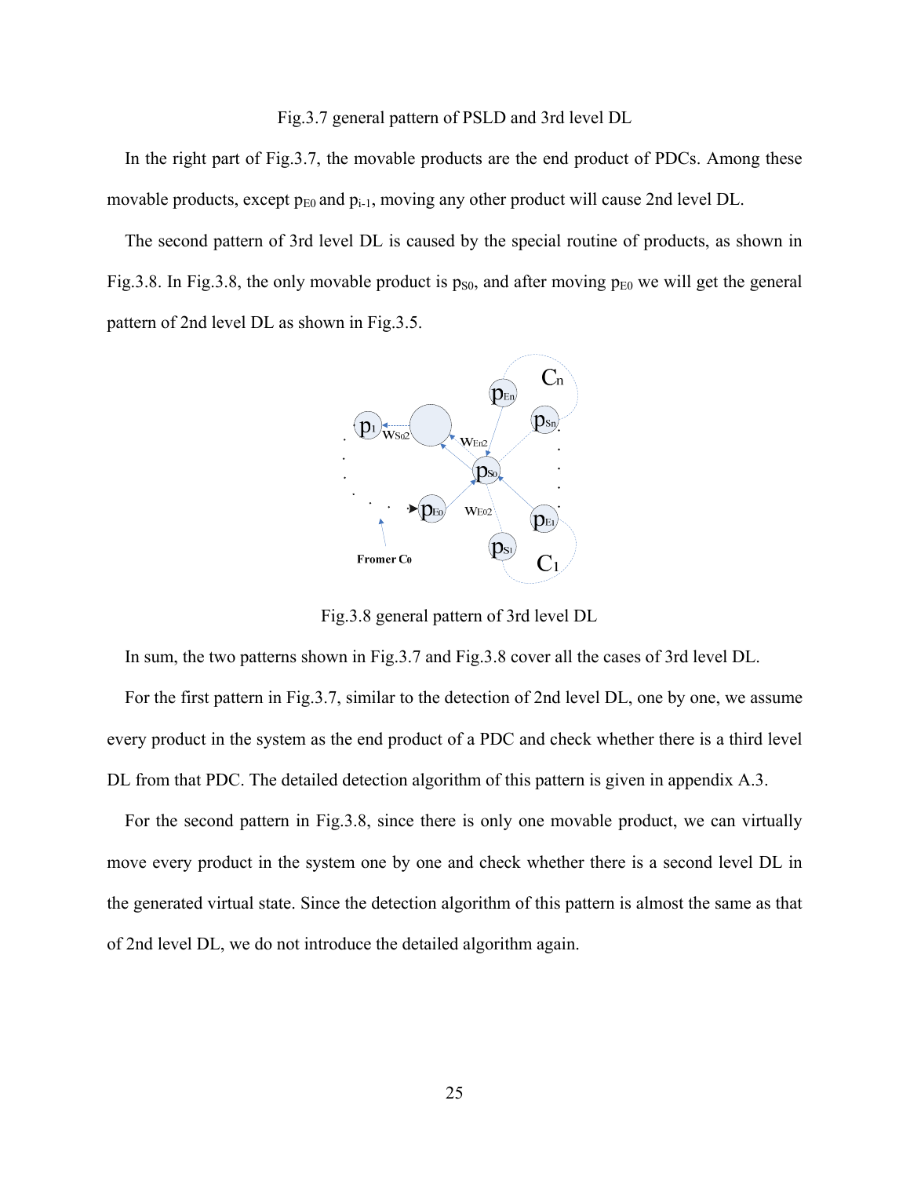Fig.3.7 general pattern of PSLD and 3rd level DL

In the right part of Fig.3.7, the movable products are the end product of PDCs. Among these movable products, except $p_{E0}$ and $p_{i-1}$, moving any other product will cause 2nd level DL.

The second pattern of 3rd level DL is caused by the special routine of products, as shown in Fig.3.8. In Fig.3.8, the only movable product is $p_{S0}$, and after moving $p_{E0}$ we will get the general pattern of 2nd level DL as shown in Fig.3.5.

Fig.3.8 general pattern of 3rd level DL

In sum, the two patterns shown in Fig.3.7 and Fig.3.8 cover all the cases of 3rd level DL.

For the first pattern in Fig.3.7, similar to the detection of 2nd level DL, one by one, we assume every product in the system as the end product of a PDC and check whether there is a third level DL from that PDC. The detailed detection algorithm of this pattern is given in appendix A.3.

For the second pattern in Fig.3.8, since there is only one movable product, we can virtually move every product in the system one by one and check whether there is a second level DL in the generated virtual state. Since the detection algorithm of this pattern is almost the same as that of 2nd level DL, we do not introduce the detailed algorithm again.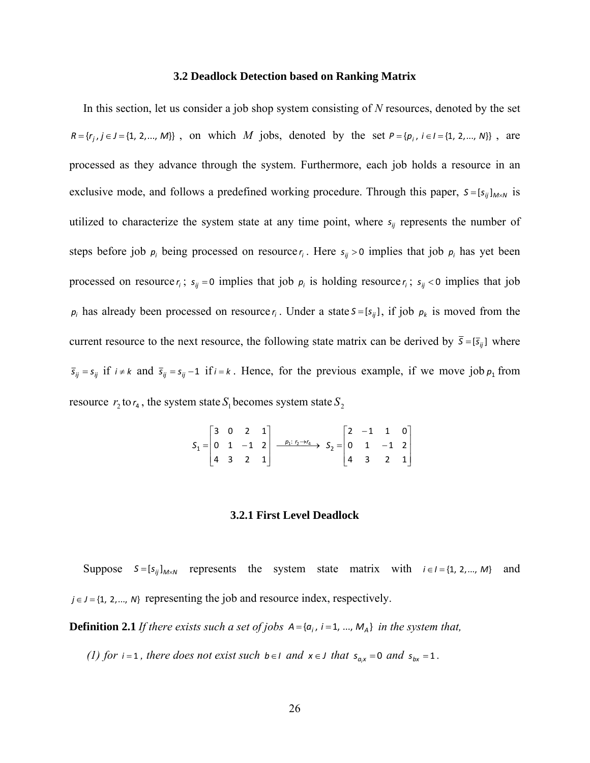### 3.2 Deadlock Detection based on Ranking Matrix

In this section, let us consider a job shop system consisting of *N* resources, denoted by the set $R = \{r_j, j \in J = \{1, 2, ..., M\}\}$, on which $M$ jobs, denoted by the set $P = \{p_i, i \in I = \{1, 2, ..., N\}\}$, are processed as they advance through the system. Furthermore, each job holds a resource in an exclusive mode, and follows a predefined working procedure. Through this paper, $S = [s_{ij}]_{M \times N}$ is utilized to characterize the system state at any time point, where $s_{ij}$ represents the number of steps before job $p_i$ being processed on resource $r_i$. Here $s_{ij} > 0$ implies that job $p_i$ has yet been processed on resource $r_i$; $s_{ij} = 0$ implies that job $p_i$ is holding resource $r_i$; $s_{ij} < 0$ implies that job $p_i$ has already been processed on resource $r_i$. Under a state $S = [s_{ij}]$, if job $p_k$ is moved from the current resource to the next resource, the following state matrix can be derived by $\bar{S} = [\bar{s}_{ij}]$ where $\bar{s}_{ij} = s_{ij}$ if $i \neq k$ and $\bar{s}_{ij} = s_{ij} - 1$ if $i = k$. Hence, for the previous example, if we move job $p_1$ from resource $r_2$ to $r_4$, the system state $S_1$ becomes system state $S_2$

$$S_1 = \begin{bmatrix} 3 & 0 & 2 & 1 \\ 0 & 1 & -1 & 2 \\ 4 & 3 & 2 & 1 \end{bmatrix} \xrightarrow{p_1:\ r_2 \to r_4} S_2 = \begin{bmatrix} 2 & -1 & 1 & 0 \\ 0 & 1 & -1 & 2 \\ 4 & 3 & 2 & 1 \end{bmatrix}$$

#### 3.2.1 First Level Deadlock

Suppose $S = [s_{ij}]_{M \times N}$ represents the system state matrix with $i \in I = \{1, 2, ..., M\}$ and $j \in J = \{1, 2, ..., N\}$ representing the job and resource index, respectively.

**Definition 2.1** *If there exists such a set of jobs $A = \{a_i, i = 1, ..., M_A\}$ in the system that,*

*(1) for $i = 1$, there does not exist such $b \in I$ and $x \in J$ that $s_{a_i x} = 0$ and $s_{bx} = 1$.*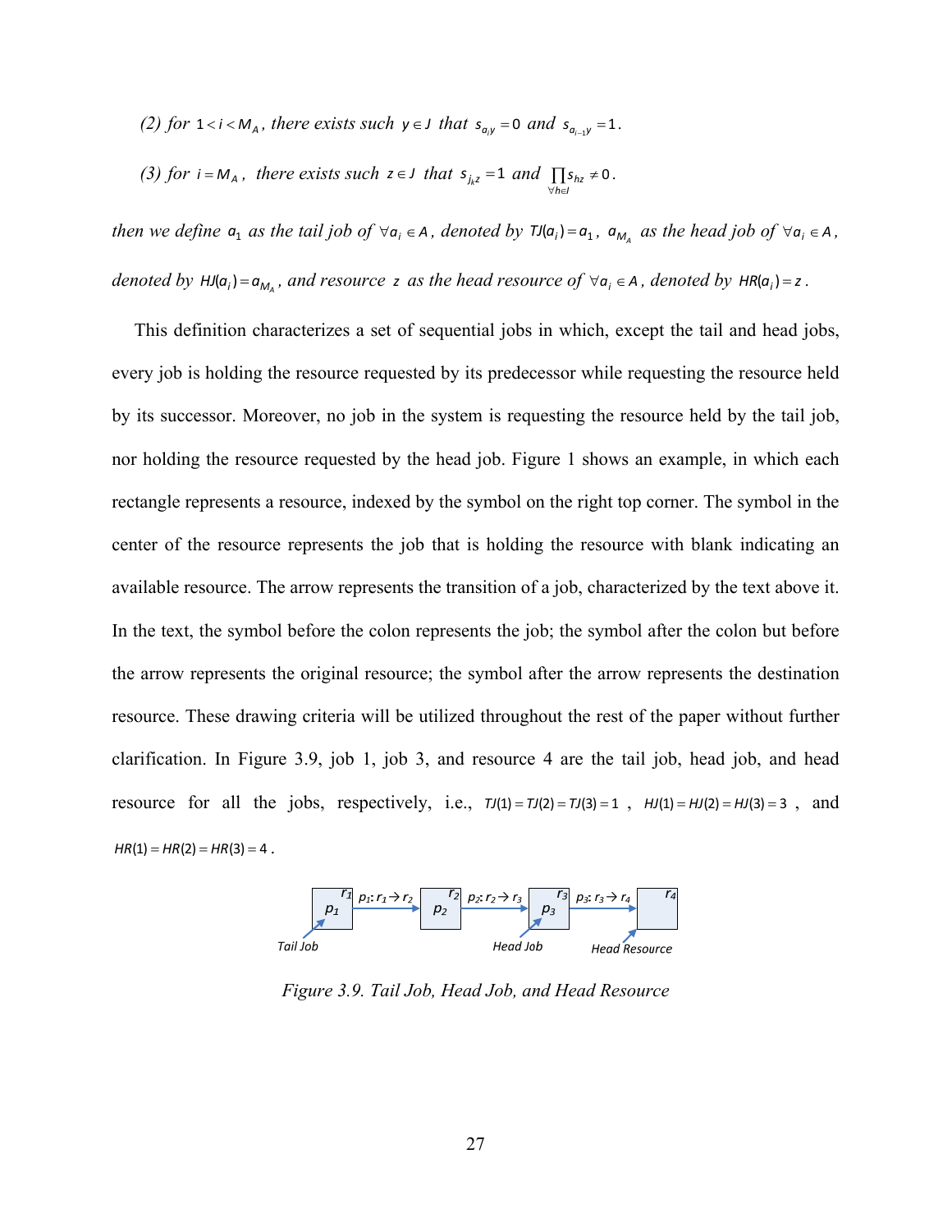*(2) for* $1 < i < M_A$ *, there exists such* $y \in J$ *that* $s_{a_i y} = 0$ *and* $s_{a_{i-1} y} = 1$.

*(3) for* $i = M_A$ *, there exists such* $z \in J$ *that* $s_{j_k z} = 1$ *and* $\prod_{\forall h \in I} s_{hz} \neq 0$.

*then we define* $a_1$ *as the tail job of* $\forall a_i \in A$ *, denoted by* $TJ(a_i) = a_1$ *,* $a_{M_A}$ *as the head job of* $\forall a_i \in A$ *, denoted by* $HJ(a_i) = a_{M_A}$ *, and resource* $z$ *as the head resource of* $\forall a_i \in A$ *, denoted by* $HR(a_i) = z$ *.*

This definition characterizes a set of sequential jobs in which, except the tail and head jobs, every job is holding the resource requested by its predecessor while requesting the resource held by its successor. Moreover, no job in the system is requesting the resource held by the tail job, nor holding the resource requested by the head job. Figure 1 shows an example, in which each rectangle represents a resource, indexed by the symbol on the right top corner. The symbol in the center of the resource represents the job that is holding the resource with blank indicating an available resource. The arrow represents the transition of a job, characterized by the text above it. In the text, the symbol before the colon represents the job; the symbol after the colon but before the arrow represents the original resource; the symbol after the arrow represents the destination resource. These drawing criteria will be utilized throughout the rest of the paper without further clarification. In Figure 3.9, job 1, job 3, and resource 4 are the tail job, head job, and head resource for all the jobs, respectively, i.e., $TJ(1) = TJ(2) = TJ(3) = 1$ , $HJ(1) = HJ(2) = HJ(3) = 3$ , and $HR(1) = HR(2) = HR(3) = 4$ .

*Figure 3.9. Tail Job, Head Job, and Head Resource*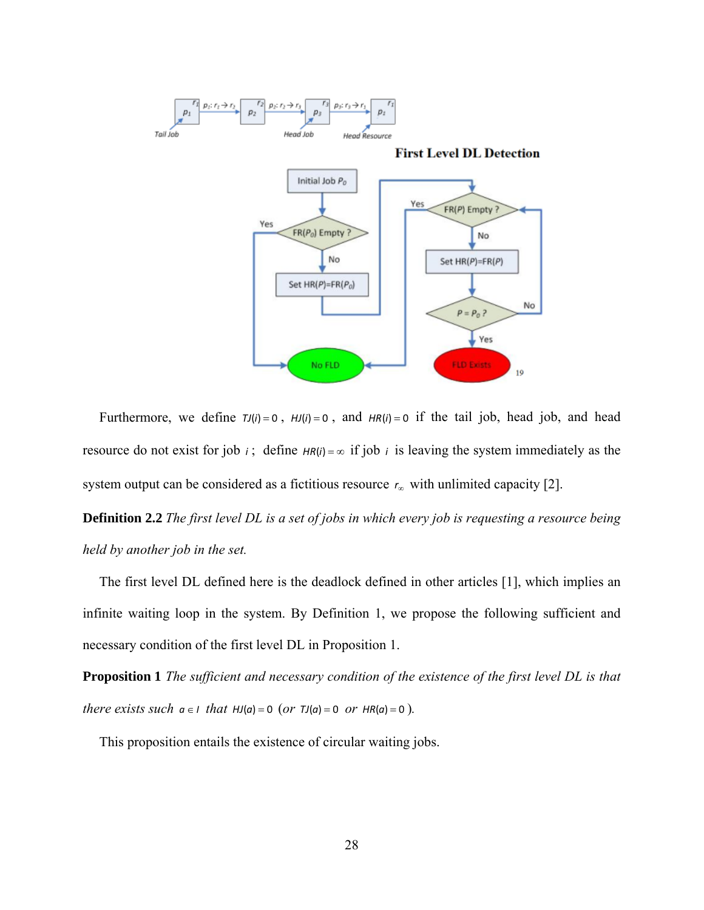First Level DL Detection

Furthermore, we define $TJ(i)=0$, $HJ(i)=0$, and $HR(i)=0$ if the tail job, head job, and head resource do not exist for job $i$; define $HR(i)=\infty$ if job $i$ is leaving the system immediately as the system output can be considered as a fictitious resource $r_\infty$ with unlimited capacity [2].

**Definition 2.2** *The first level DL is a set of jobs in which every job is requesting a resource being held by another job in the set.*

The first level DL defined here is the deadlock defined in other articles [1], which implies an infinite waiting loop in the system. By Definition 1, we propose the following sufficient and necessary condition of the first level DL in Proposition 1.

**Proposition 1** *The sufficient and necessary condition of the existence of the first level DL is that there exists such* $a \in I$ *that* $HJ(a)=0$ (*or* $TJ(a)=0$ *or* $HR(a)=0$ ).

This proposition entails the existence of circular waiting jobs.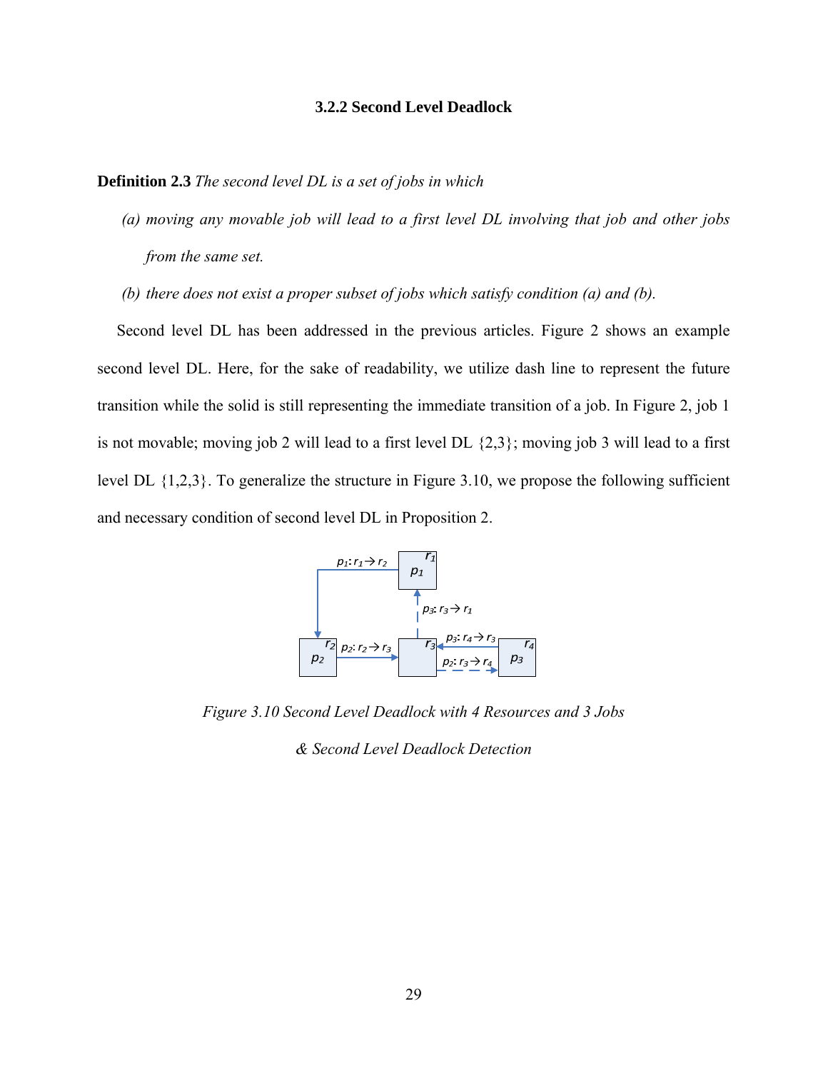### 3.2.2 Second Level Deadlock

**Definition 2.3** *The second level DL is a set of jobs in which*

*(a) moving any movable job will lead to a first level DL involving that job and other jobs from the same set.*

*(b) there does not exist a proper subset of jobs which satisfy condition (a) and (b).*

Second level DL has been addressed in the previous articles. Figure 2 shows an example second level DL. Here, for the sake of readability, we utilize dash line to represent the future transition while the solid is still representing the immediate transition of a job. In Figure 2, job 1 is not movable; moving job 2 will lead to a first level DL {2,3}; moving job 3 will lead to a first level DL {1,2,3}. To generalize the structure in Figure 3.10, we propose the following sufficient and necessary condition of second level DL in Proposition 2.

*Figure 3.10 Second Level Deadlock with 4 Resources and 3 Jobs & Second Level Deadlock Detection*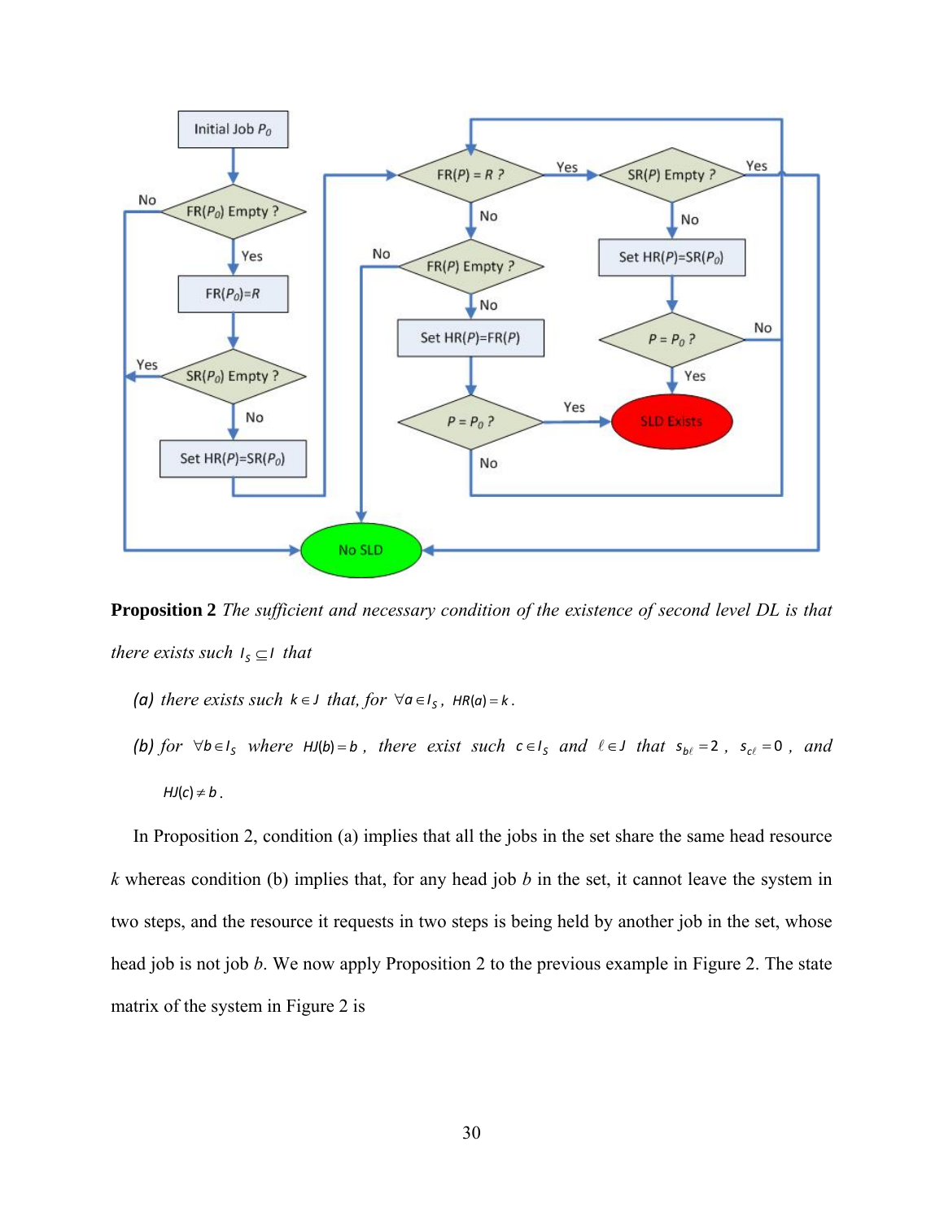**Proposition 2** *The sufficient and necessary condition of the existence of second level DL is that there exists such* $I_S \subseteq I$ *that*

(a) *there exists such* $k \in J$ *that, for* $\forall a \in I_S$, $HR(a) = k$.

(b) *for* $\forall b \in I_S$ *where* $HJ(b) = b$, *there exist such* $c \in I_S$ *and* $\ell \in J$ *that* $s_{b\ell} = 2$, $s_{c\ell} = 0$, *and* $HJ(c) \neq b$.

In Proposition 2, condition (a) implies that all the jobs in the set share the same head resource *k* whereas condition (b) implies that, for any head job *b* in the set, it cannot leave the system in two steps, and the resource it requests in two steps is being held by another job in the set, whose head job is not job *b*. We now apply Proposition 2 to the previous example in Figure 2. The state matrix of the system in Figure 2 is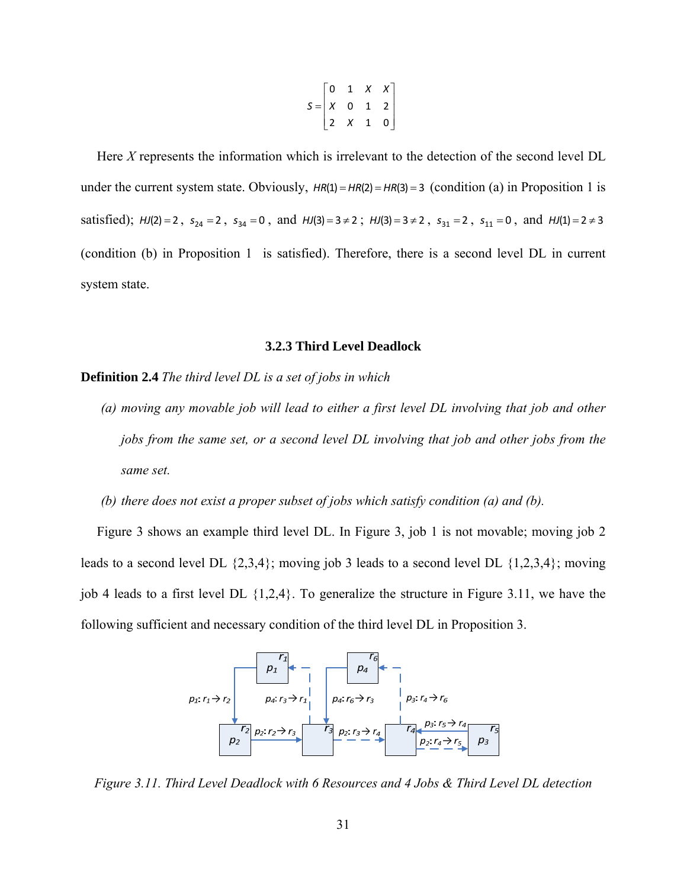$$S = \begin{bmatrix} 0 & 1 & X & X \\ X & 0 & 1 & 2 \\ 2 & X & 1 & 0 \end{bmatrix}$$

Here $X$ represents the information which is irrelevant to the detection of the second level DL under the current system state. Obviously, $HR(1) = HR(2) = HR(3) = 3$ (condition (a) in Proposition 1 is satisfied); $HJ(2) = 2$, $s_{24} = 2$, $s_{34} = 0$, and $HJ(3) = 3 \neq 2$; $HJ(3) = 3 \neq 2$, $s_{31} = 2$, $s_{11} = 0$, and $HJ(1) = 2 \neq 3$ (condition (b) in Proposition 1 is satisfied). Therefore, there is a second level DL in current system state.

### 3.2.3 Third Level Deadlock

**Definition 2.4** *The third level DL is a set of jobs in which*

*(a) moving any movable job will lead to either a first level DL involving that job and other jobs from the same set, or a second level DL involving that job and other jobs from the same set.*

*(b) there does not exist a proper subset of jobs which satisfy condition (a) and (b).*

Figure 3 shows an example third level DL. In Figure 3, job 1 is not movable; moving job 2 leads to a second level DL {2,3,4}; moving job 3 leads to a second level DL {1,2,3,4}; moving job 4 leads to a first level DL {1,2,4}. To generalize the structure in Figure 3.11, we have the following sufficient and necessary condition of the third level DL in Proposition 3.

*Figure 3.11. Third Level Deadlock with 6 Resources and 4 Jobs & Third Level DL detection*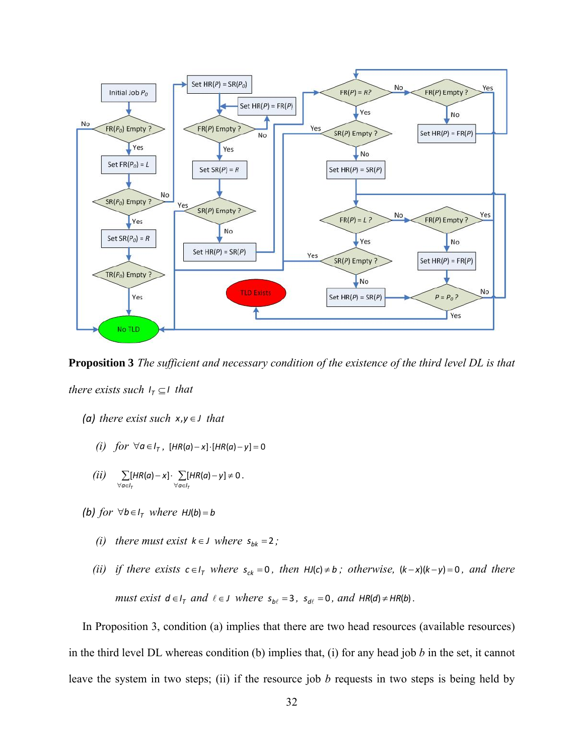**Proposition 3** *The sufficient and necessary condition of the existence of the third level DL is that there exists such* $I_T \subseteq I$ *that*

*(a) there exist such* $x, y \in J$ *that*

*(i) for* $\forall a \in I_T$, $[HR(a) - x] \cdot [HR(a) - y] = 0$

*(ii)* $\sum_{\forall a \in I_T} [HR(a) - x] \cdot \sum_{\forall a \in I_T} [HR(a) - y] \neq 0$.

*(b) for* $\forall b \in I_T$ *where* $HJ(b) = b$

*(i) there must exist* $k \in J$ *where* $s_{bk} = 2$;

*(ii) if there exists* $c \in I_T$ *where* $s_{ck} = 0$, *then* $HJ(c) \neq b$; *otherwise,* $(k - x)(k - y) = 0$, *and there must exist* $d \in I_T$ *and* $\ell \in J$ *where* $s_{b\ell} = 3$, $s_{d\ell} = 0$, *and* $HR(d) \neq HR(b)$.

In Proposition 3, condition (a) implies that there are two head resources (available resources) in the third level DL whereas condition (b) implies that, (i) for any head job *b* in the set, it cannot leave the system in two steps; (ii) if the resource job *b* requests in two steps is being held by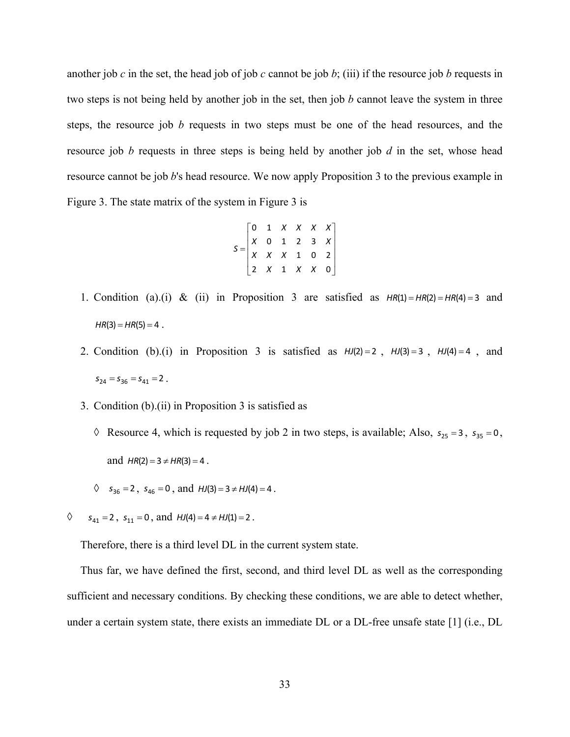another job *c* in the set, the head job of job *c* cannot be job *b*; (iii) if the resource job *b* requests in two steps is not being held by another job in the set, then job *b* cannot leave the system in three steps, the resource job *b* requests in two steps must be one of the head resources, and the resource job *b* requests in three steps is being held by another job *d* in the set, whose head resource cannot be job *b*'s head resource. We now apply Proposition 3 to the previous example in Figure 3. The state matrix of the system in Figure 3 is

$$S = \begin{bmatrix} 0 & 1 & X & X & X & X \\ X & 0 & 1 & 2 & 3 & X \\ X & X & X & 1 & 0 & 2 \\ 2 & X & 1 & X & X & 0 \end{bmatrix}$$

1. Condition (a).(i) & (ii) in Proposition 3 are satisfied as $HR(1) = HR(2) = HR(4) = 3$ and $HR(3) = HR(5) = 4$.
2. Condition (b).(i) in Proposition 3 is satisfied as $HJ(2) = 2$, $HJ(3) = 3$, $HJ(4) = 4$, and $s_{24} = s_{36} = s_{41} = 2$.
3. Condition (b).(ii) in Proposition 3 is satisfied as
   - ◊ Resource 4, which is requested by job 2 in two steps, is available; Also, $s_{25} = 3$, $s_{35} = 0$, and $HR(2) = 3 \neq HR(3) = 4$.
   - ◊ $s_{36} = 2$, $s_{46} = 0$, and $HJ(3) = 3 \neq HJ(4) = 4$.

◊ $s_{41} = 2$, $s_{11} = 0$, and $HJ(4) = 4 \neq HJ(1) = 2$.

Therefore, there is a third level DL in the current system state.

Thus far, we have defined the first, second, and third level DL as well as the corresponding sufficient and necessary conditions. By checking these conditions, we are able to detect whether, under a certain system state, there exists an immediate DL or a DL-free unsafe state [1] (i.e., DL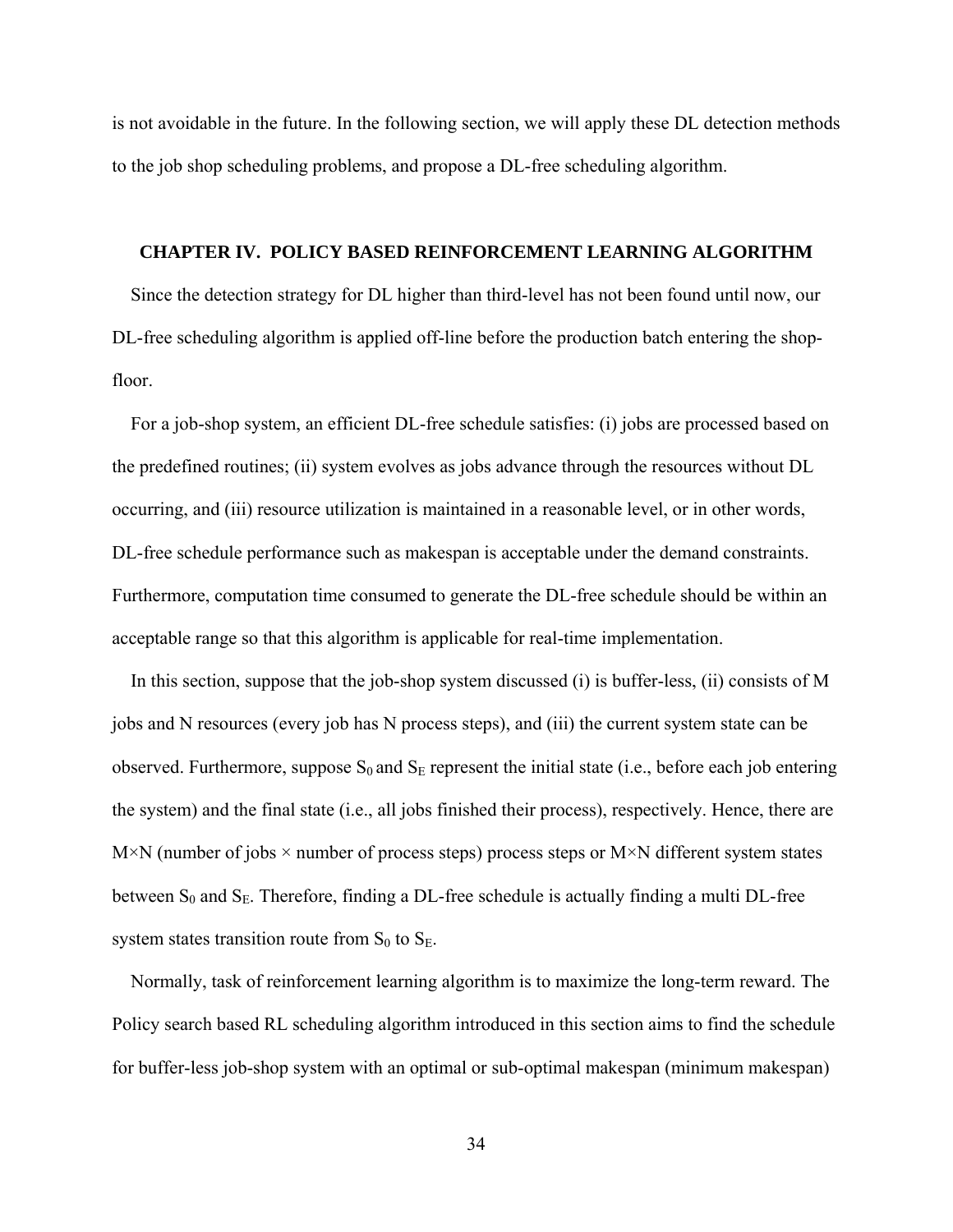is not avoidable in the future. In the following section, we will apply these DL detection methods to the job shop scheduling problems, and propose a DL-free scheduling algorithm.

## CHAPTER IV. POLICY BASED REINFORCEMENT LEARNING ALGORITHM

Since the detection strategy for DL higher than third-level has not been found until now, our DL-free scheduling algorithm is applied off-line before the production batch entering the shop-floor.

For a job-shop system, an efficient DL-free schedule satisfies: (i) jobs are processed based on the predefined routines; (ii) system evolves as jobs advance through the resources without DL occurring, and (iii) resource utilization is maintained in a reasonable level, or in other words, DL-free schedule performance such as makespan is acceptable under the demand constraints. Furthermore, computation time consumed to generate the DL-free schedule should be within an acceptable range so that this algorithm is applicable for real-time implementation.

In this section, suppose that the job-shop system discussed (i) is buffer-less, (ii) consists of M jobs and N resources (every job has N process steps), and (iii) the current system state can be observed. Furthermore, suppose $S_0$ and $S_E$ represent the initial state (i.e., before each job entering the system) and the final state (i.e., all jobs finished their process), respectively. Hence, there are $M \times N$ (number of jobs × number of process steps) process steps or $M \times N$ different system states between $S_0$ and $S_E$. Therefore, finding a DL-free schedule is actually finding a multi DL-free system states transition route from $S_0$ to $S_E$.

Normally, task of reinforcement learning algorithm is to maximize the long-term reward. The Policy search based RL scheduling algorithm introduced in this section aims to find the schedule for buffer-less job-shop system with an optimal or sub-optimal makespan (minimum makespan)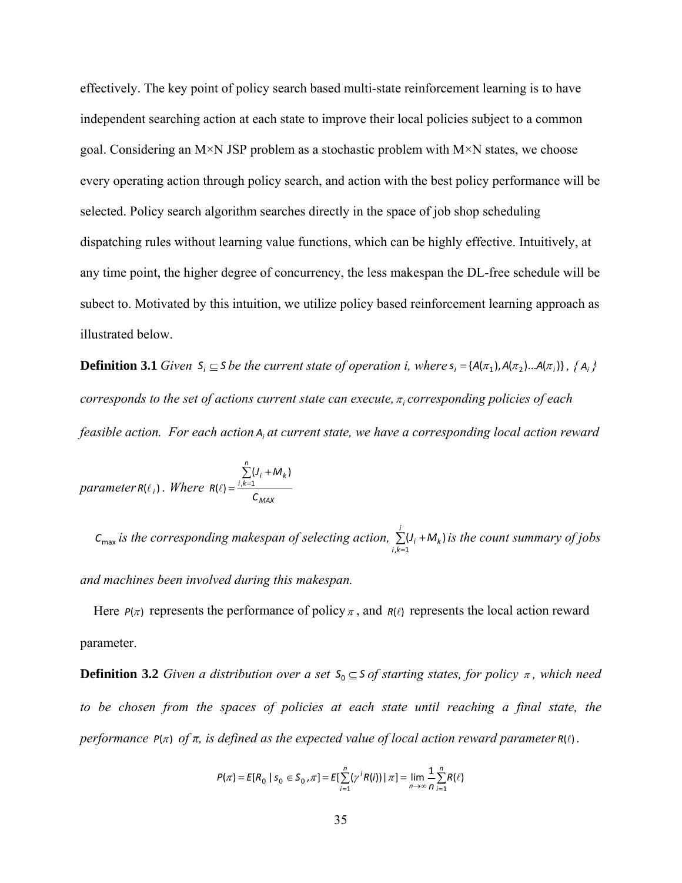effectively. The key point of policy search based multi-state reinforcement learning is to have independent searching action at each state to improve their local policies subject to a common goal. Considering an M×N JSP problem as a stochastic problem with M×N states, we choose every operating action through policy search, and action with the best policy performance will be selected. Policy search algorithm searches directly in the space of job shop scheduling dispatching rules without learning value functions, which can be highly effective. Intuitively, at any time point, the higher degree of concurrency, the less makespan the DL-free schedule will be subect to. Motivated by this intuition, we utilize policy based reinforcement learning approach as illustrated below.

**Definition 3.1** *Given* $S_i \subseteq S$ *be the current state of operation i, where* $s_i = \{A(\pi_1), A(\pi_2)...A(\pi_i)\}$ *,* $\{A_i\}$ *corresponds to the set of actions current state can execute,* $\pi_i$ *corresponding policies of each feasible action. For each action* $A_i$ *at current state, we have a corresponding local action reward parameter* $R(\ell_i)$ *. Where* $R(\ell) = \frac{\sum_{i,k=1}^{n}(J_i + M_k)}{C_{MAX}}$

$C_{\max}$ *is the corresponding makespan of selecting action,* $\sum_{i,k=1}^{i}(J_i + M_k)$ *is the count summary of jobs and machines been involved during this makespan.*

Here $P(\pi)$ represents the performance of policy $\pi$ , and $R(\ell)$ represents the local action reward parameter.

**Definition 3.2** *Given a distribution over a set* $S_0 \subseteq S$ *of starting states, for policy* $\pi$ *, which need to be chosen from the spaces of policies at each state until reaching a final state, the performance* $P(\pi)$ *of π, is defined as the expected value of local action reward parameter* $R(\ell)$ *.*

$$P(\pi) = E[R_0 \mid s_0 \in S_0, \pi] = E[\sum_{i=1}^{n}(\gamma^i R(i)) \mid \pi] = \lim_{n \to \infty} \frac{1}{n} \sum_{i=1}^{n} R(\ell)$$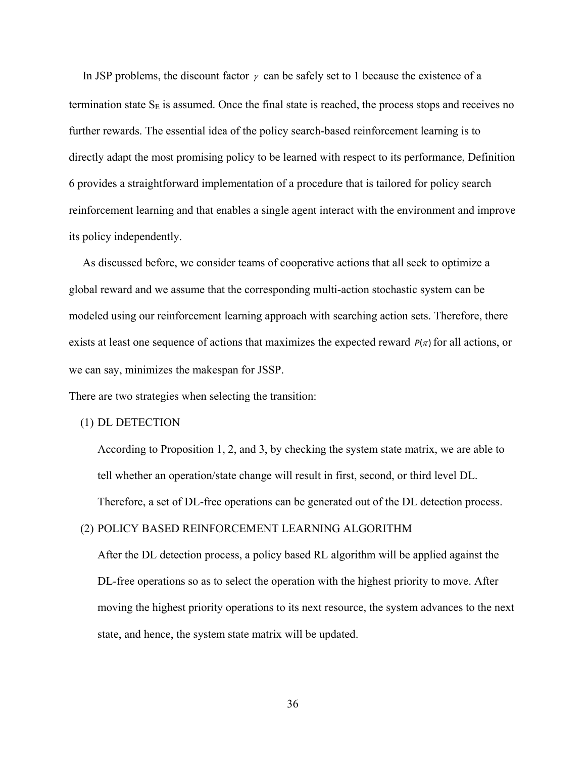In JSP problems, the discount factor $\gamma$ can be safely set to 1 because the existence of a termination state $S_E$ is assumed. Once the final state is reached, the process stops and receives no further rewards. The essential idea of the policy search-based reinforcement learning is to directly adapt the most promising policy to be learned with respect to its performance, Definition 6 provides a straightforward implementation of a procedure that is tailored for policy search reinforcement learning and that enables a single agent interact with the environment and improve its policy independently.

As discussed before, we consider teams of cooperative actions that all seek to optimize a global reward and we assume that the corresponding multi-action stochastic system can be modeled using our reinforcement learning approach with searching action sets. Therefore, there exists at least one sequence of actions that maximizes the expected reward $P(\pi)$ for all actions, or we can say, minimizes the makespan for JSSP.

There are two strategies when selecting the transition:

(1) DL DETECTION

According to Proposition 1, 2, and 3, by checking the system state matrix, we are able to tell whether an operation/state change will result in first, second, or third level DL. Therefore, a set of DL-free operations can be generated out of the DL detection process.

(2) POLICY BASED REINFORCEMENT LEARNING ALGORITHM

After the DL detection process, a policy based RL algorithm will be applied against the DL-free operations so as to select the operation with the highest priority to move. After moving the highest priority operations to its next resource, the system advances to the next state, and hence, the system state matrix will be updated.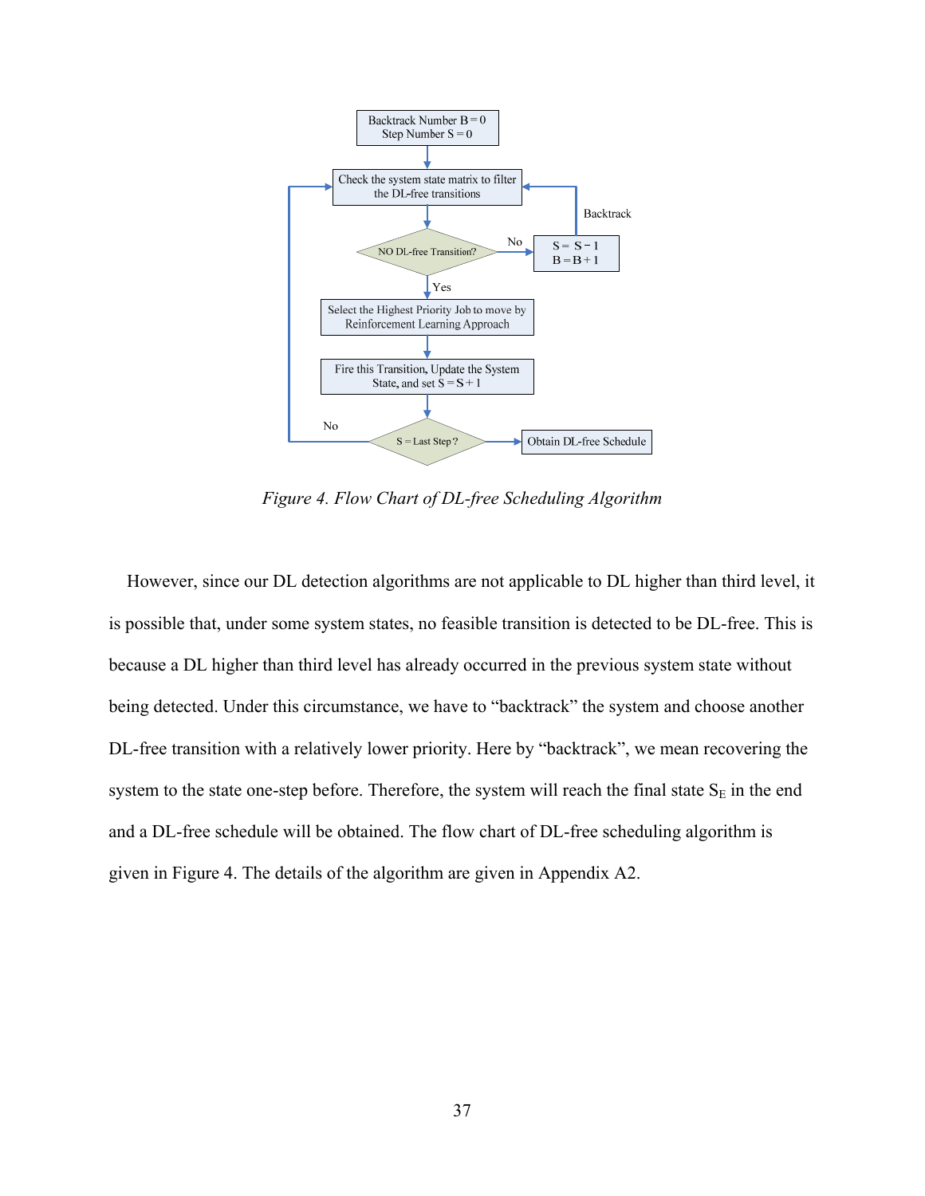*Figure 4. Flow Chart of DL-free Scheduling Algorithm*

However, since our DL detection algorithms are not applicable to DL higher than third level, it is possible that, under some system states, no feasible transition is detected to be DL-free. This is because a DL higher than third level has already occurred in the previous system state without being detected. Under this circumstance, we have to "backtrack" the system and choose another DL-free transition with a relatively lower priority. Here by "backtrack", we mean recovering the system to the state one-step before. Therefore, the system will reach the final state $S_E$ in the end and a DL-free schedule will be obtained. The flow chart of DL-free scheduling algorithm is given in Figure 4. The details of the algorithm are given in Appendix A2.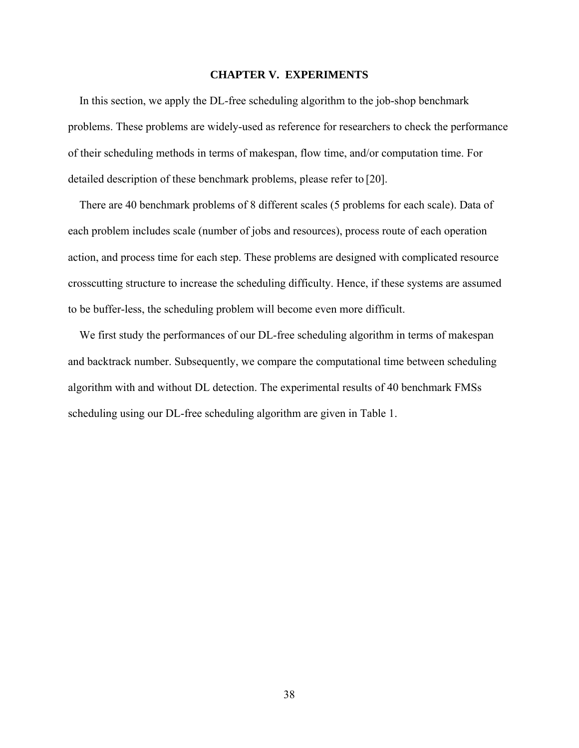# CHAPTER V. EXPERIMENTS

In this section, we apply the DL-free scheduling algorithm to the job-shop benchmark problems. These problems are widely-used as reference for researchers to check the performance of their scheduling methods in terms of makespan, flow time, and/or computation time. For detailed description of these benchmark problems, please refer to [20].

There are 40 benchmark problems of 8 different scales (5 problems for each scale). Data of each problem includes scale (number of jobs and resources), process route of each operation action, and process time for each step. These problems are designed with complicated resource crosscutting structure to increase the scheduling difficulty. Hence, if these systems are assumed to be buffer-less, the scheduling problem will become even more difficult.

We first study the performances of our DL-free scheduling algorithm in terms of makespan and backtrack number. Subsequently, we compare the computational time between scheduling algorithm with and without DL detection. The experimental results of 40 benchmark FMSs scheduling using our DL-free scheduling algorithm are given in Table 1.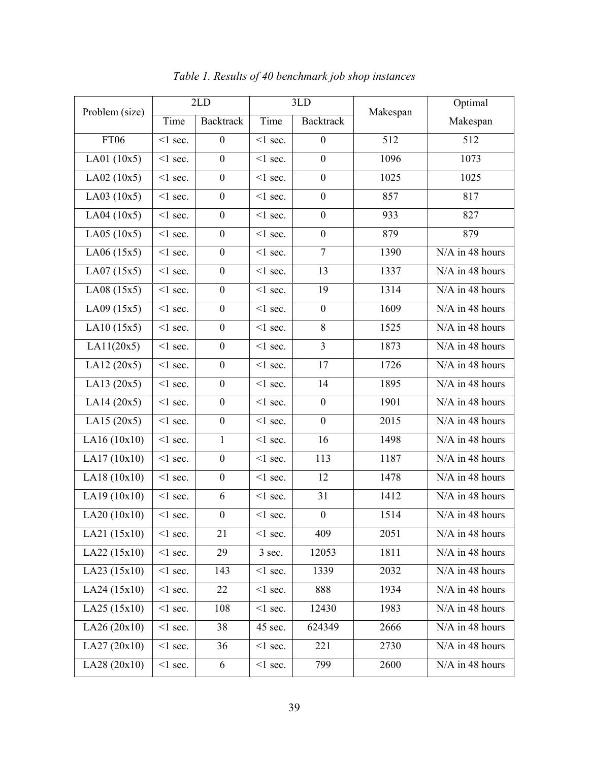*Table 1. Results of 40 benchmark job shop instances*

| Problem (size) | 2LD | | 3LD | | Makespan | Optimal Makespan |
|---|---|---|---|---|---|---|
| | Time | Backtrack | Time | Backtrack | | |
| FT06 | <1 sec. | 0 | <1 sec. | 0 | 512 | 512 |
| LA01 (10x5) | <1 sec. | 0 | <1 sec. | 0 | 1096 | 1073 |
| LA02 (10x5) | <1 sec. | 0 | <1 sec. | 0 | 1025 | 1025 |
| LA03 (10x5) | <1 sec. | 0 | <1 sec. | 0 | 857 | 817 |
| LA04 (10x5) | <1 sec. | 0 | <1 sec. | 0 | 933 | 827 |
| LA05 (10x5) | <1 sec. | 0 | <1 sec. | 0 | 879 | 879 |
| LA06 (15x5) | <1 sec. | 0 | <1 sec. | 7 | 1390 | N/A in 48 hours |
| LA07 (15x5) | <1 sec. | 0 | <1 sec. | 13 | 1337 | N/A in 48 hours |
| LA08 (15x5) | <1 sec. | 0 | <1 sec. | 19 | 1314 | N/A in 48 hours |
| LA09 (15x5) | <1 sec. | 0 | <1 sec. | 0 | 1609 | N/A in 48 hours |
| LA10 (15x5) | <1 sec. | 0 | <1 sec. | 8 | 1525 | N/A in 48 hours |
| LA11(20x5) | <1 sec. | 0 | <1 sec. | 3 | 1873 | N/A in 48 hours |
| LA12 (20x5) | <1 sec. | 0 | <1 sec. | 17 | 1726 | N/A in 48 hours |
| LA13 (20x5) | <1 sec. | 0 | <1 sec. | 14 | 1895 | N/A in 48 hours |
| LA14 (20x5) | <1 sec. | 0 | <1 sec. | 0 | 1901 | N/A in 48 hours |
| LA15 (20x5) | <1 sec. | 0 | <1 sec. | 0 | 2015 | N/A in 48 hours |
| LA16 (10x10) | <1 sec. | 1 | <1 sec. | 16 | 1498 | N/A in 48 hours |
| LA17 (10x10) | <1 sec. | 0 | <1 sec. | 113 | 1187 | N/A in 48 hours |
| LA18 (10x10) | <1 sec. | 0 | <1 sec. | 12 | 1478 | N/A in 48 hours |
| LA19 (10x10) | <1 sec. | 6 | <1 sec. | 31 | 1412 | N/A in 48 hours |
| LA20 (10x10) | <1 sec. | 0 | <1 sec. | 0 | 1514 | N/A in 48 hours |
| LA21 (15x10) | <1 sec. | 21 | <1 sec. | 409 | 2051 | N/A in 48 hours |
| LA22 (15x10) | <1 sec. | 29 | 3 sec. | 12053 | 1811 | N/A in 48 hours |
| LA23 (15x10) | <1 sec. | 143 | <1 sec. | 1339 | 2032 | N/A in 48 hours |
| LA24 (15x10) | <1 sec. | 22 | <1 sec. | 888 | 1934 | N/A in 48 hours |
| LA25 (15x10) | <1 sec. | 108 | <1 sec. | 12430 | 1983 | N/A in 48 hours |
| LA26 (20x10) | <1 sec. | 38 | 45 sec. | 624349 | 2666 | N/A in 48 hours |
| LA27 (20x10) | <1 sec. | 36 | <1 sec. | 221 | 2730 | N/A in 48 hours |
| LA28 (20x10) | <1 sec. | 6 | <1 sec. | 799 | 2600 | N/A in 48 hours |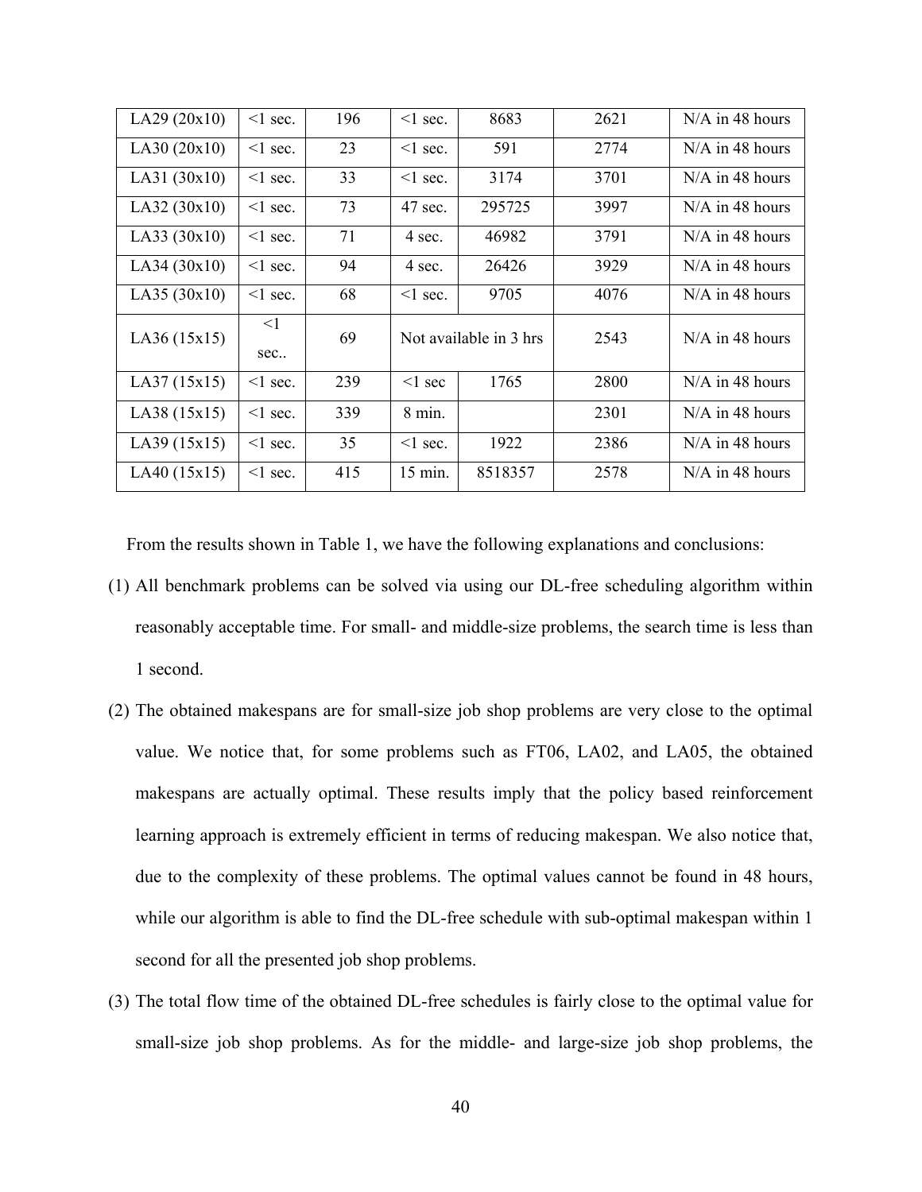| LA29 (20x10) | <1 sec. | 196 | <1 sec. | 8683 | 2621 | N/A in 48 hours |
|---|---|---|---|---|---|---|
| LA30 (20x10) | <1 sec. | 23 | <1 sec. | 591 | 2774 | N/A in 48 hours |
| LA31 (30x10) | <1 sec. | 33 | <1 sec. | 3174 | 3701 | N/A in 48 hours |
| LA32 (30x10) | <1 sec. | 73 | 47 sec. | 295725 | 3997 | N/A in 48 hours |
| LA33 (30x10) | <1 sec. | 71 | 4 sec. | 46982 | 3791 | N/A in 48 hours |
| LA34 (30x10) | <1 sec. | 94 | 4 sec. | 26426 | 3929 | N/A in 48 hours |
| LA35 (30x10) | <1 sec. | 68 | <1 sec. | 9705 | 4076 | N/A in 48 hours |
| LA36 (15x15) | <1 sec.. | 69 | Not available in 3 hrs | | 2543 | N/A in 48 hours |
| LA37 (15x15) | <1 sec. | 239 | <1 sec | 1765 | 2800 | N/A in 48 hours |
| LA38 (15x15) | <1 sec. | 339 | 8 min. | | 2301 | N/A in 48 hours |
| LA39 (15x15) | <1 sec. | 35 | <1 sec. | 1922 | 2386 | N/A in 48 hours |
| LA40 (15x15) | <1 sec. | 415 | 15 min. | 8518357 | 2578 | N/A in 48 hours |

From the results shown in Table 1, we have the following explanations and conclusions:

(1) All benchmark problems can be solved via using our DL-free scheduling algorithm within reasonably acceptable time. For small- and middle-size problems, the search time is less than 1 second.

(2) The obtained makespans are for small-size job shop problems are very close to the optimal value. We notice that, for some problems such as FT06, LA02, and LA05, the obtained makespans are actually optimal. These results imply that the policy based reinforcement learning approach is extremely efficient in terms of reducing makespan. We also notice that, due to the complexity of these problems. The optimal values cannot be found in 48 hours, while our algorithm is able to find the DL-free schedule with sub-optimal makespan within 1 second for all the presented job shop problems.

(3) The total flow time of the obtained DL-free schedules is fairly close to the optimal value for small-size job shop problems. As for the middle- and large-size job shop problems, the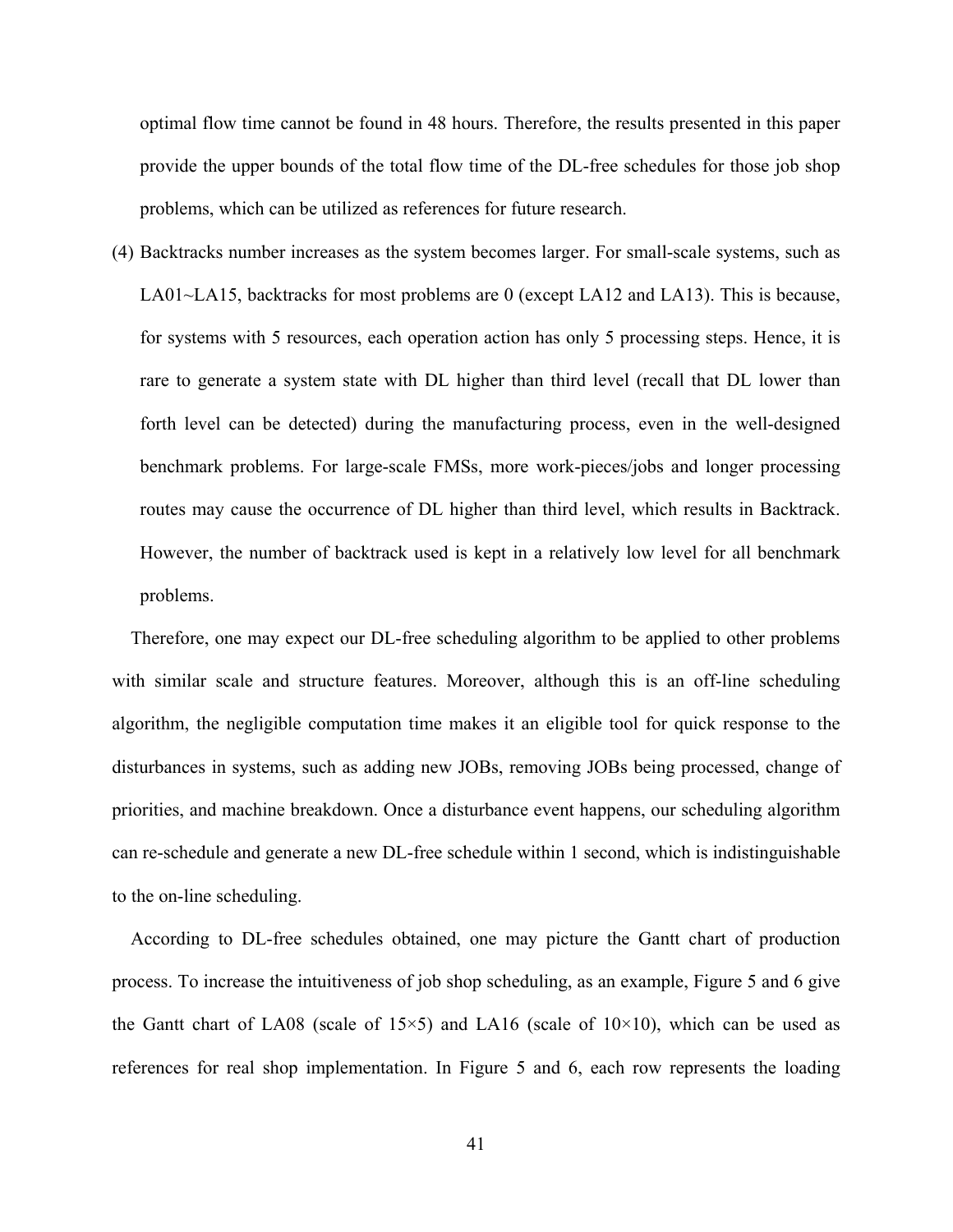optimal flow time cannot be found in 48 hours. Therefore, the results presented in this paper provide the upper bounds of the total flow time of the DL-free schedules for those job shop problems, which can be utilized as references for future research.

(4) Backtracks number increases as the system becomes larger. For small-scale systems, such as LA01~LA15, backtracks for most problems are 0 (except LA12 and LA13). This is because, for systems with 5 resources, each operation action has only 5 processing steps. Hence, it is rare to generate a system state with DL higher than third level (recall that DL lower than forth level can be detected) during the manufacturing process, even in the well-designed benchmark problems. For large-scale FMSs, more work-pieces/jobs and longer processing routes may cause the occurrence of DL higher than third level, which results in Backtrack. However, the number of backtrack used is kept in a relatively low level for all benchmark problems.

Therefore, one may expect our DL-free scheduling algorithm to be applied to other problems with similar scale and structure features. Moreover, although this is an off-line scheduling algorithm, the negligible computation time makes it an eligible tool for quick response to the disturbances in systems, such as adding new JOBs, removing JOBs being processed, change of priorities, and machine breakdown. Once a disturbance event happens, our scheduling algorithm can re-schedule and generate a new DL-free schedule within 1 second, which is indistinguishable to the on-line scheduling.

According to DL-free schedules obtained, one may picture the Gantt chart of production process. To increase the intuitiveness of job shop scheduling, as an example, Figure 5 and 6 give the Gantt chart of LA08 (scale of 15×5) and LA16 (scale of 10×10), which can be used as references for real shop implementation. In Figure 5 and 6, each row represents the loading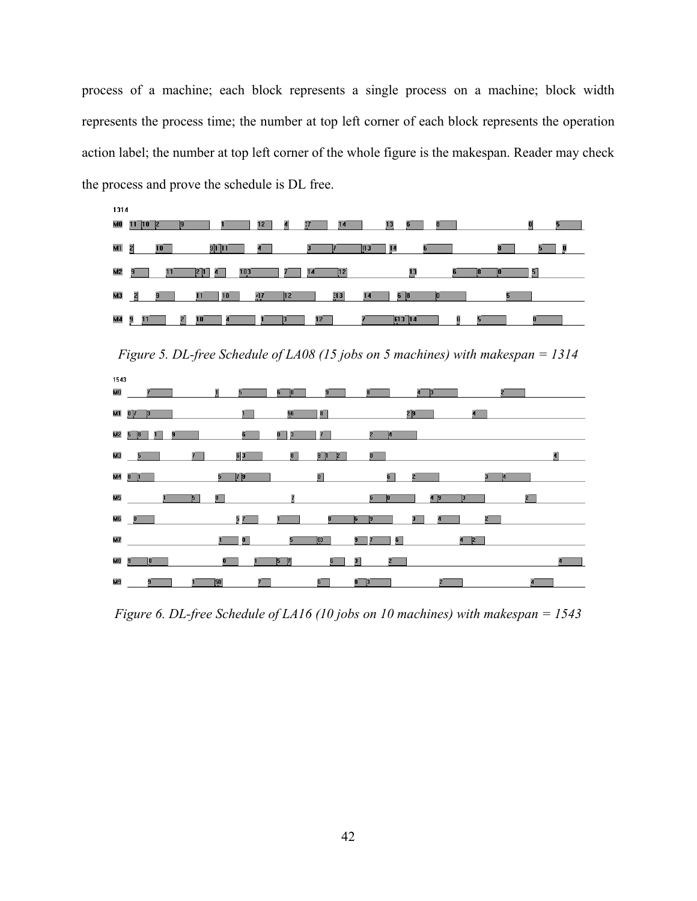process of a machine; each block represents a single process on a machine; block width represents the process time; the number at top left corner of each block represents the operation action label; the number at top left corner of the whole figure is the makespan. Reader may check the process and prove the schedule is DL free.

*Figure 5. DL-free Schedule of LA08 (15 jobs on 5 machines) with makespan = 1314*

*Figure 6. DL-free Schedule of LA16 (10 jobs on 10 machines) with makespan = 1543*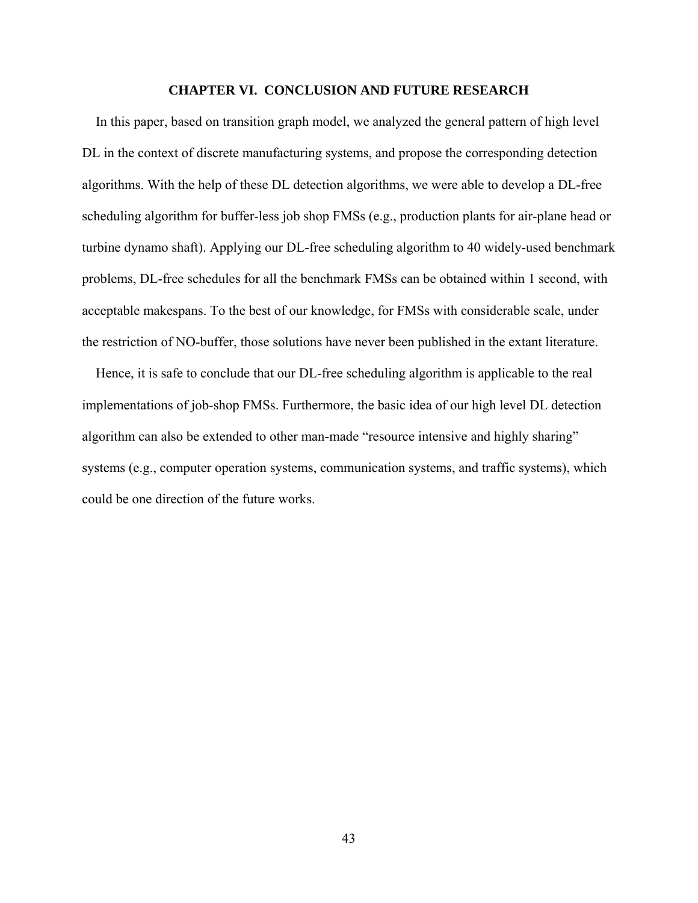# CHAPTER VI. CONCLUSION AND FUTURE RESEARCH

In this paper, based on transition graph model, we analyzed the general pattern of high level DL in the context of discrete manufacturing systems, and propose the corresponding detection algorithms. With the help of these DL detection algorithms, we were able to develop a DL-free scheduling algorithm for buffer-less job shop FMSs (e.g., production plants for air-plane head or turbine dynamo shaft). Applying our DL-free scheduling algorithm to 40 widely-used benchmark problems, DL-free schedules for all the benchmark FMSs can be obtained within 1 second, with acceptable makespans. To the best of our knowledge, for FMSs with considerable scale, under the restriction of NO-buffer, those solutions have never been published in the extant literature.

Hence, it is safe to conclude that our DL-free scheduling algorithm is applicable to the real implementations of job-shop FMSs. Furthermore, the basic idea of our high level DL detection algorithm can also be extended to other man-made "resource intensive and highly sharing" systems (e.g., computer operation systems, communication systems, and traffic systems), which could be one direction of the future works.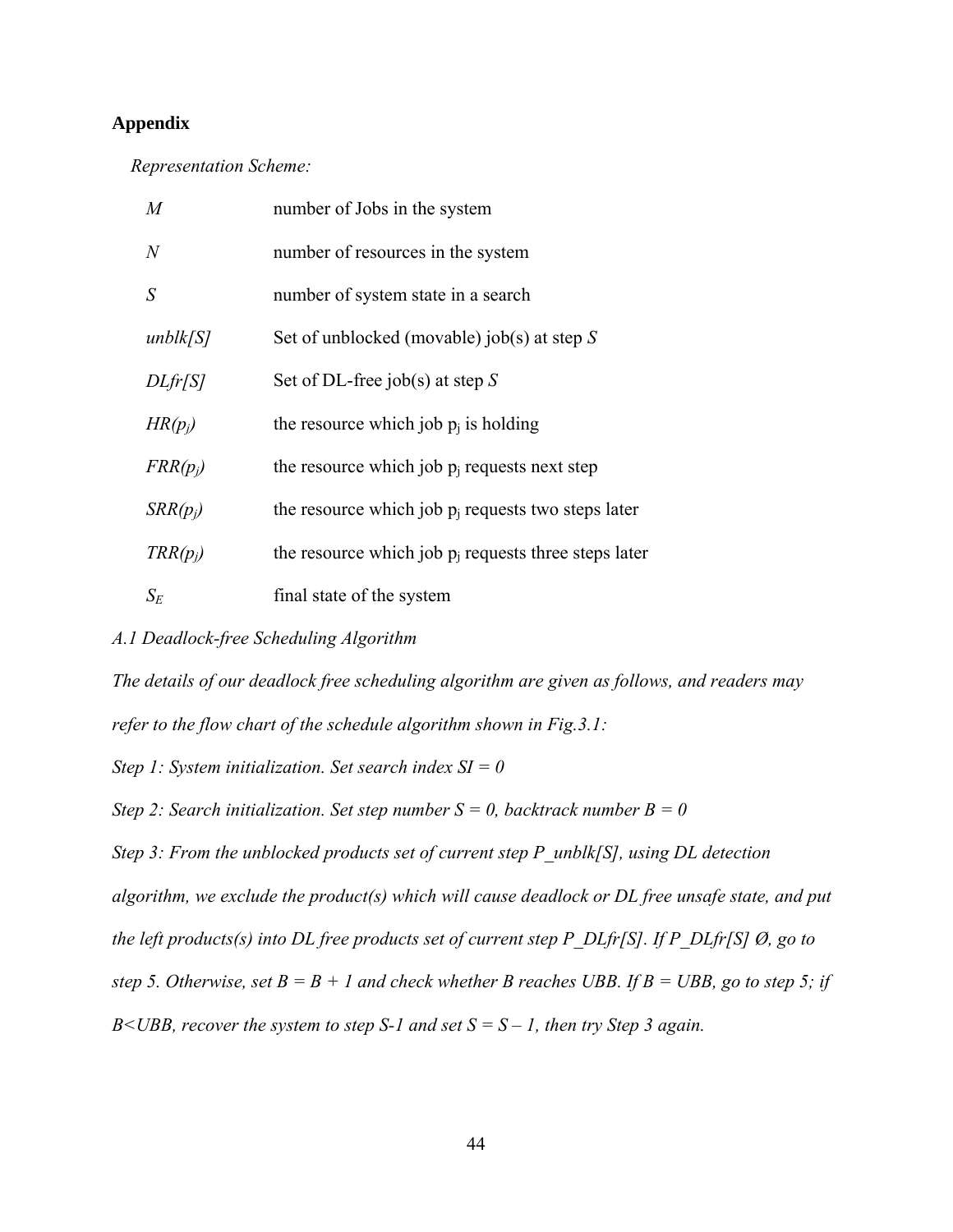## Appendix

*Representation Scheme:*

| | |
|---|---|
| $M$ | number of Jobs in the system |
| $N$ | number of resources in the system |
| $S$ | number of system state in a search |
| *unblk[S]* | Set of unblocked (movable) job(s) at step $S$ |
| *DLfr[S]* | Set of DL-free job(s) at step $S$ |
| $HR(p_j)$ | the resource which job $p_j$ is holding |
| $FRR(p_j)$ | the resource which job $p_j$ requests next step |
| $SRR(p_j)$ | the resource which job $p_j$ requests two steps later |
| $TRR(p_j)$ | the resource which job $p_j$ requests three steps later |
| $S_E$ | final state of the system |

*A.1 Deadlock-free Scheduling Algorithm*

*The details of our deadlock free scheduling algorithm are given as follows, and readers may refer to the flow chart of the schedule algorithm shown in Fig.3.1:*

*Step 1: System initialization. Set search index SI = 0*

*Step 2: Search initialization. Set step number S = 0, backtrack number B = 0*

*Step 3: From the unblocked products set of current step P_unblk[S], using DL detection algorithm, we exclude the product(s) which will cause deadlock or DL free unsafe state, and put the left products(s) into DL free products set of current step P_DLfr[S]. If P_DLfr[S] Ø, go to step 5. Otherwise, set B = B + 1 and check whether B reaches UBB. If B = UBB, go to step 5; if B<UBB, recover the system to step S-1 and set S = S – 1, then try Step 3 again.*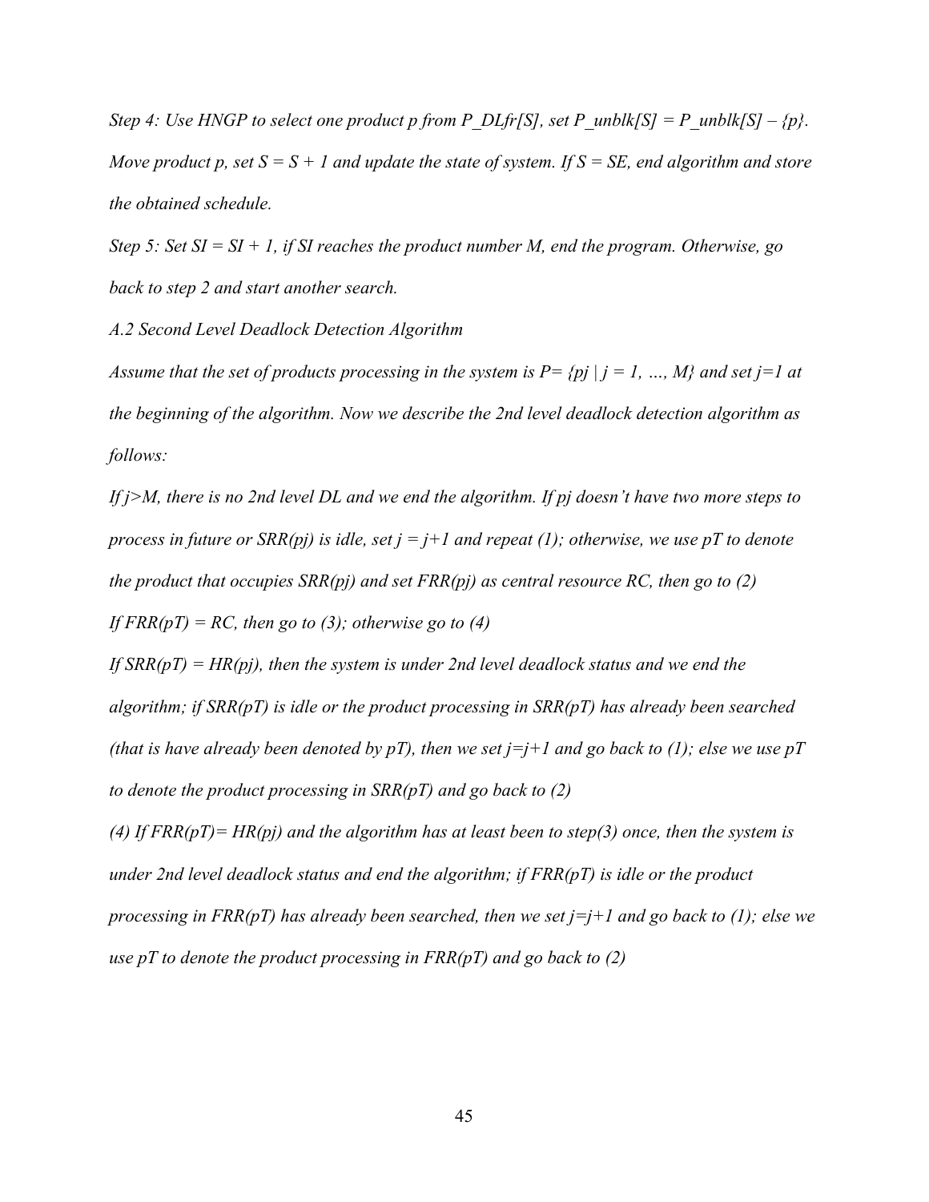*Step 4: Use HNGP to select one product p from P_DLfr[S], set P_unblk[S] = P_unblk[S] – {p}. Move product p, set S = S + 1 and update the state of system. If S = SE, end algorithm and store the obtained schedule.*

*Step 5: Set SI = SI + 1, if SI reaches the product number M, end the program. Otherwise, go back to step 2 and start another search.*

*A.2 Second Level Deadlock Detection Algorithm*

*Assume that the set of products processing in the system is P= {pj | j = 1, …, M} and set j=1 at the beginning of the algorithm. Now we describe the 2nd level deadlock detection algorithm as follows:*

*If j>M, there is no 2nd level DL and we end the algorithm. If pj doesn't have two more steps to process in future or SRR(pj) is idle, set j = j+1 and repeat (1); otherwise, we use pT to denote the product that occupies SRR(pj) and set FRR(pj) as central resource RC, then go to (2)*

*If FRR(pT) = RC, then go to (3); otherwise go to (4)*

*If SRR(pT) = HR(pj), then the system is under 2nd level deadlock status and we end the algorithm; if SRR(pT) is idle or the product processing in SRR(pT) has already been searched (that is have already been denoted by pT), then we set j=j+1 and go back to (1); else we use pT to denote the product processing in SRR(pT) and go back to (2)*

*(4) If FRR(pT)= HR(pj) and the algorithm has at least been to step(3) once, then the system is under 2nd level deadlock status and end the algorithm; if FRR(pT) is idle or the product processing in FRR(pT) has already been searched, then we set j=j+1 and go back to (1); else we use pT to denote the product processing in FRR(pT) and go back to (2)*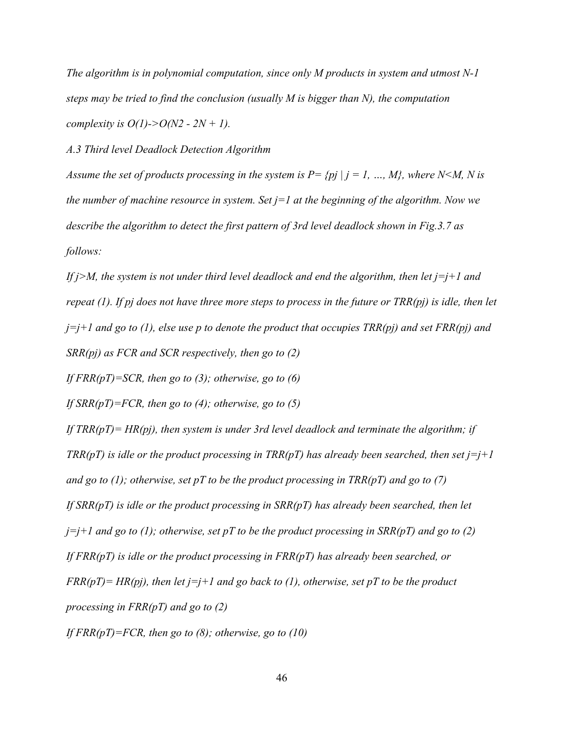*The algorithm is in polynomial computation, since only M products in system and utmost N-1 steps may be tried to find the conclusion (usually M is bigger than N), the computation complexity is O(1)->O(N2 - 2N + 1).*

*A.3 Third level Deadlock Detection Algorithm*

*Assume the set of products processing in the system is P= {pj | j = 1, …, M}, where N<M, N is the number of machine resource in system. Set j=1 at the beginning of the algorithm. Now we describe the algorithm to detect the first pattern of 3rd level deadlock shown in Fig.3.7 as follows:*

*If j>M, the system is not under third level deadlock and end the algorithm, then let j=j+1 and repeat (1). If pj does not have three more steps to process in the future or TRR(pj) is idle, then let j=j+1 and go to (1), else use p to denote the product that occupies TRR(pj) and set FRR(pj) and SRR(pj) as FCR and SCR respectively, then go to (2)*

*If FRR(pT)=SCR, then go to (3); otherwise, go to (6)*

*If SRR(pT)=FCR, then go to (4); otherwise, go to (5)*

*If TRR(pT)= HR(pj), then system is under 3rd level deadlock and terminate the algorithm; if TRR(pT) is idle or the product processing in TRR(pT) has already been searched, then set j=j+1 and go to (1); otherwise, set pT to be the product processing in TRR(pT) and go to (7)*

*If SRR(pT) is idle or the product processing in SRR(pT) has already been searched, then let j=j+1 and go to (1); otherwise, set pT to be the product processing in SRR(pT) and go to (2)*

*If FRR(pT) is idle or the product processing in FRR(pT) has already been searched, or FRR(pT)= HR(pj), then let j=j+1 and go back to (1), otherwise, set pT to be the product processing in FRR(pT) and go to (2)*

*If FRR(pT)=FCR, then go to (8); otherwise, go to (10)*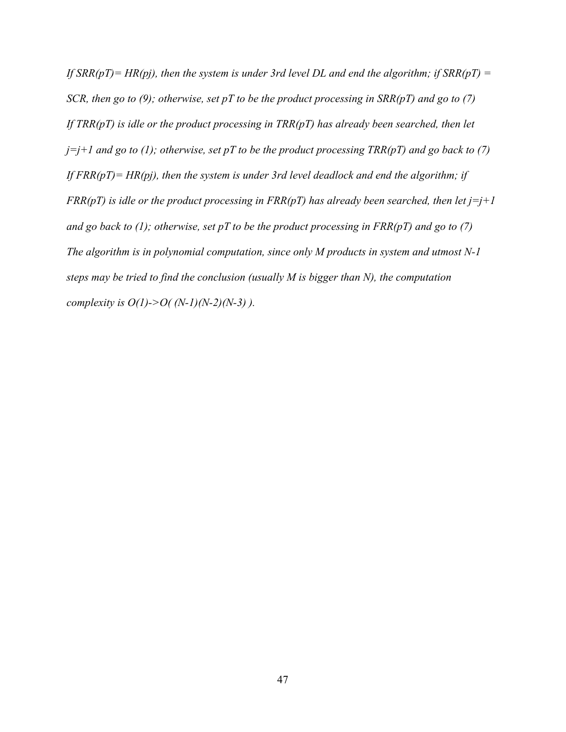*If SRR(pT)= HR(pj), then the system is under 3rd level DL and end the algorithm; if SRR(pT) = SCR, then go to (9); otherwise, set pT to be the product processing in SRR(pT) and go to (7)*

*If TRR(pT) is idle or the product processing in TRR(pT) has already been searched, then let j=j+1 and go to (1); otherwise, set pT to be the product processing TRR(pT) and go back to (7)*

*If FRR(pT)= HR(pj), then the system is under 3rd level deadlock and end the algorithm; if FRR(pT) is idle or the product processing in FRR(pT) has already been searched, then let j=j+1 and go back to (1); otherwise, set pT to be the product processing in FRR(pT) and go to (7)*

*The algorithm is in polynomial computation, since only M products in system and utmost N-1 steps may be tried to find the conclusion (usually M is bigger than N), the computation complexity is O(1)->O( (N-1)(N-2)(N-3) ).*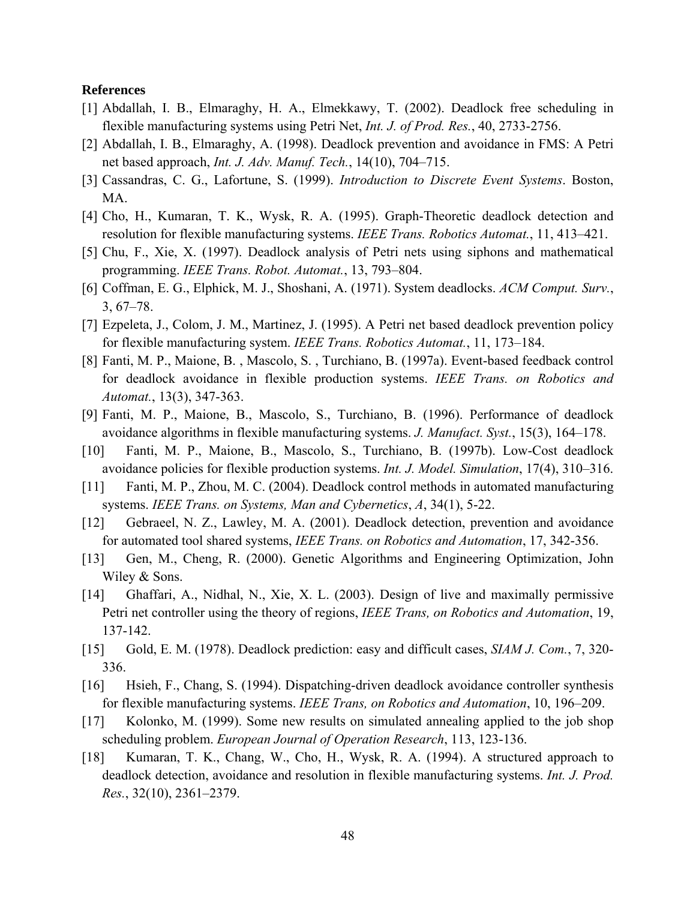**References**

[1] Abdallah, I. B., Elmaraghy, H. A., Elmekkawy, T. (2002). Deadlock free scheduling in flexible manufacturing systems using Petri Net, *Int. J. of Prod. Res.*, 40, 2733-2756.

[2] Abdallah, I. B., Elmaraghy, A. (1998). Deadlock prevention and avoidance in FMS: A Petri net based approach, *Int. J. Adv. Manuf. Tech.*, 14(10), 704–715.

[3] Cassandras, C. G., Lafortune, S. (1999). *Introduction to Discrete Event Systems*. Boston, MA.

[4] Cho, H., Kumaran, T. K., Wysk, R. A. (1995). Graph-Theoretic deadlock detection and resolution for flexible manufacturing systems. *IEEE Trans. Robotics Automat.*, 11, 413–421.

[5] Chu, F., Xie, X. (1997). Deadlock analysis of Petri nets using siphons and mathematical programming. *IEEE Trans. Robot. Automat.*, 13, 793–804.

[6] Coffman, E. G., Elphick, M. J., Shoshani, A. (1971). System deadlocks. *ACM Comput. Surv.*, 3, 67–78.

[7] Ezpeleta, J., Colom, J. M., Martinez, J. (1995). A Petri net based deadlock prevention policy for flexible manufacturing system. *IEEE Trans. Robotics Automat.*, 11, 173–184.

[8] Fanti, M. P., Maione, B. , Mascolo, S. , Turchiano, B. (1997a). Event-based feedback control for deadlock avoidance in flexible production systems. *IEEE Trans. on Robotics and Automat.*, 13(3), 347-363.

[9] Fanti, M. P., Maione, B., Mascolo, S., Turchiano, B. (1996). Performance of deadlock avoidance algorithms in flexible manufacturing systems. *J. Manufact. Syst.*, 15(3), 164–178.

[10] Fanti, M. P., Maione, B., Mascolo, S., Turchiano, B. (1997b). Low-Cost deadlock avoidance policies for flexible production systems. *Int. J. Model. Simulation*, 17(4), 310–316.

[11] Fanti, M. P., Zhou, M. C. (2004). Deadlock control methods in automated manufacturing systems. *IEEE Trans. on Systems, Man and Cybernetics*, *A*, 34(1), 5-22.

[12] Gebraeel, N. Z., Lawley, M. A. (2001). Deadlock detection, prevention and avoidance for automated tool shared systems, *IEEE Trans. on Robotics and Automation*, 17, 342-356.

[13] Gen, M., Cheng, R. (2000). Genetic Algorithms and Engineering Optimization, John Wiley & Sons.

[14] Ghaffari, A., Nidhal, N., Xie, X. L. (2003). Design of live and maximally permissive Petri net controller using the theory of regions, *IEEE Trans, on Robotics and Automation*, 19, 137-142.

[15] Gold, E. M. (1978). Deadlock prediction: easy and difficult cases, *SIAM J. Com.*, 7, 320-336.

[16] Hsieh, F., Chang, S. (1994). Dispatching-driven deadlock avoidance controller synthesis for flexible manufacturing systems. *IEEE Trans, on Robotics and Automation*, 10, 196–209.

[17] Kolonko, M. (1999). Some new results on simulated annealing applied to the job shop scheduling problem. *European Journal of Operation Research*, 113, 123-136.

[18] Kumaran, T. K., Chang, W., Cho, H., Wysk, R. A. (1994). A structured approach to deadlock detection, avoidance and resolution in flexible manufacturing systems. *Int. J. Prod. Res.*, 32(10), 2361–2379.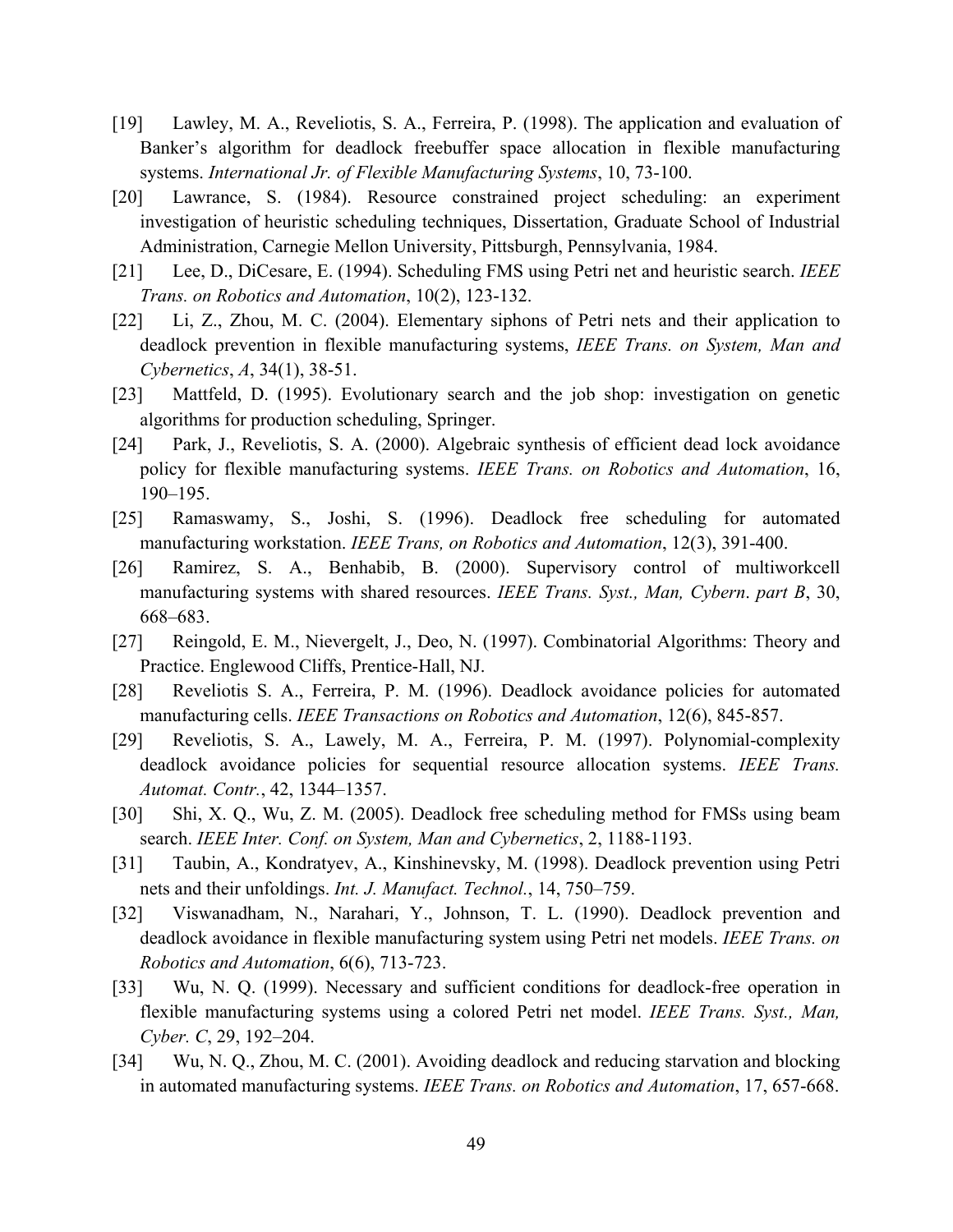[19] Lawley, M. A., Reveliotis, S. A., Ferreira, P. (1998). The application and evaluation of Banker's algorithm for deadlock freebuffer space allocation in flexible manufacturing systems. *International Jr. of Flexible Manufacturing Systems*, 10, 73-100.

[20] Lawrance, S. (1984). Resource constrained project scheduling: an experiment investigation of heuristic scheduling techniques, Dissertation, Graduate School of Industrial Administration, Carnegie Mellon University, Pittsburgh, Pennsylvania, 1984.

[21] Lee, D., DiCesare, E. (1994). Scheduling FMS using Petri net and heuristic search. *IEEE Trans. on Robotics and Automation*, 10(2), 123-132.

[22] Li, Z., Zhou, M. C. (2004). Elementary siphons of Petri nets and their application to deadlock prevention in flexible manufacturing systems, *IEEE Trans. on System, Man and Cybernetics*, *A*, 34(1), 38-51.

[23] Mattfeld, D. (1995). Evolutionary search and the job shop: investigation on genetic algorithms for production scheduling, Springer.

[24] Park, J., Reveliotis, S. A. (2000). Algebraic synthesis of efficient dead lock avoidance policy for flexible manufacturing systems. *IEEE Trans. on Robotics and Automation*, 16, 190–195.

[25] Ramaswamy, S., Joshi, S. (1996). Deadlock free scheduling for automated manufacturing workstation. *IEEE Trans, on Robotics and Automation*, 12(3), 391-400.

[26] Ramirez, S. A., Benhabib, B. (2000). Supervisory control of multiworkcell manufacturing systems with shared resources. *IEEE Trans. Syst., Man, Cybern*. *part B*, 30, 668–683.

[27] Reingold, E. M., Nievergelt, J., Deo, N. (1997). Combinatorial Algorithms: Theory and Practice. Englewood Cliffs, Prentice-Hall, NJ.

[28] Reveliotis S. A., Ferreira, P. M. (1996). Deadlock avoidance policies for automated manufacturing cells. *IEEE Transactions on Robotics and Automation*, 12(6), 845-857.

[29] Reveliotis, S. A., Lawely, M. A., Ferreira, P. M. (1997). Polynomial-complexity deadlock avoidance policies for sequential resource allocation systems. *IEEE Trans. Automat. Contr.*, 42, 1344–1357.

[30] Shi, X. Q., Wu, Z. M. (2005). Deadlock free scheduling method for FMSs using beam search. *IEEE Inter. Conf. on System, Man and Cybernetics*, 2, 1188-1193.

[31] Taubin, A., Kondratyev, A., Kinshinevsky, M. (1998). Deadlock prevention using Petri nets and their unfoldings. *Int. J. Manufact. Technol.*, 14, 750–759.

[32] Viswanadham, N., Narahari, Y., Johnson, T. L. (1990). Deadlock prevention and deadlock avoidance in flexible manufacturing system using Petri net models. *IEEE Trans. on Robotics and Automation*, 6(6), 713-723.

[33] Wu, N. Q. (1999). Necessary and sufficient conditions for deadlock-free operation in flexible manufacturing systems using a colored Petri net model. *IEEE Trans. Syst., Man, Cyber. C*, 29, 192–204.

[34] Wu, N. Q., Zhou, M. C. (2001). Avoiding deadlock and reducing starvation and blocking in automated manufacturing systems. *IEEE Trans. on Robotics and Automation*, 17, 657-668.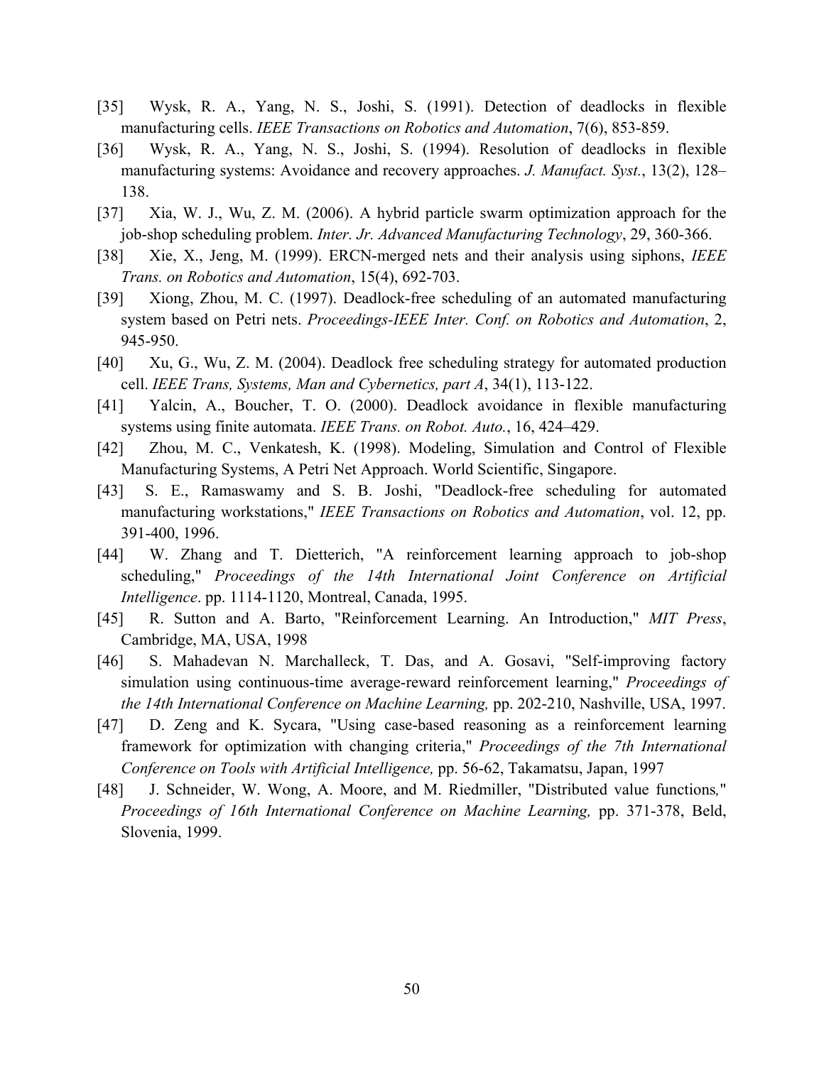[35] Wysk, R. A., Yang, N. S., Joshi, S. (1991). Detection of deadlocks in flexible manufacturing cells. *IEEE Transactions on Robotics and Automation*, 7(6), 853-859.

[36] Wysk, R. A., Yang, N. S., Joshi, S. (1994). Resolution of deadlocks in flexible manufacturing systems: Avoidance and recovery approaches. *J. Manufact. Syst.*, 13(2), 128–138.

[37] Xia, W. J., Wu, Z. M. (2006). A hybrid particle swarm optimization approach for the job-shop scheduling problem. *Inter. Jr. Advanced Manufacturing Technology*, 29, 360-366.

[38] Xie, X., Jeng, M. (1999). ERCN-merged nets and their analysis using siphons, *IEEE Trans. on Robotics and Automation*, 15(4), 692-703.

[39] Xiong, Zhou, M. C. (1997). Deadlock-free scheduling of an automated manufacturing system based on Petri nets. *Proceedings-IEEE Inter. Conf. on Robotics and Automation*, 2, 945-950.

[40] Xu, G., Wu, Z. M. (2004). Deadlock free scheduling strategy for automated production cell. *IEEE Trans, Systems, Man and Cybernetics, part A*, 34(1), 113-122.

[41] Yalcin, A., Boucher, T. O. (2000). Deadlock avoidance in flexible manufacturing systems using finite automata. *IEEE Trans. on Robot. Auto.*, 16, 424–429.

[42] Zhou, M. C., Venkatesh, K. (1998). Modeling, Simulation and Control of Flexible Manufacturing Systems, A Petri Net Approach. World Scientific, Singapore.

[43] S. E., Ramaswamy and S. B. Joshi, "Deadlock-free scheduling for automated manufacturing workstations," *IEEE Transactions on Robotics and Automation*, vol. 12, pp. 391-400, 1996.

[44] W. Zhang and T. Dietterich, "A reinforcement learning approach to job-shop scheduling," *Proceedings of the 14th International Joint Conference on Artificial Intelligence*. pp. 1114-1120, Montreal, Canada, 1995.

[45] R. Sutton and A. Barto, "Reinforcement Learning. An Introduction," *MIT Press*, Cambridge, MA, USA, 1998

[46] S. Mahadevan N. Marchalleck, T. Das, and A. Gosavi, "Self-improving factory simulation using continuous-time average-reward reinforcement learning," *Proceedings of the 14th International Conference on Machine Learning,* pp. 202-210, Nashville, USA, 1997.

[47] D. Zeng and K. Sycara, "Using case-based reasoning as a reinforcement learning framework for optimization with changing criteria," *Proceedings of the 7th International Conference on Tools with Artificial Intelligence,* pp. 56-62, Takamatsu, Japan, 1997

[48] J. Schneider, W. Wong, A. Moore, and M. Riedmiller, "Distributed value functions," *Proceedings of 16th International Conference on Machine Learning,* pp. 371-378, Beld, Slovenia, 1999.